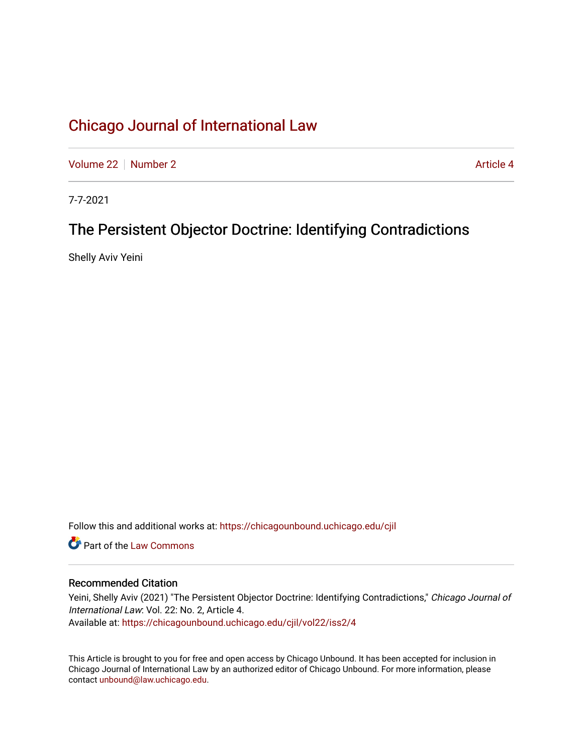# Chicago Journal of International Law

Volume 22 | Number 2 | Article 4

7-7-2021

## The Persistent Objector Doctrine: Identifying Contradictions

Shelly Aviv Yeini

Follow this and additional works at: https://chicagounbound.uchicago.edu/cjil

Part of the Law Commons

### Recommended Citation

Yeini, Shelly Aviv (2021) "The Persistent Objector Doctrine: Identifying Contradictions," *Chicago Journal of International Law*: Vol. 22: No. 2, Article 4.
Available at: https://chicagounbound.uchicago.edu/cjil/vol22/iss2/4

This Article is brought to you for free and open access by Chicago Unbound. It has been accepted for inclusion in Chicago Journal of International Law by an authorized editor of Chicago Unbound. For more information, please contact unbound@law.uchicago.edu.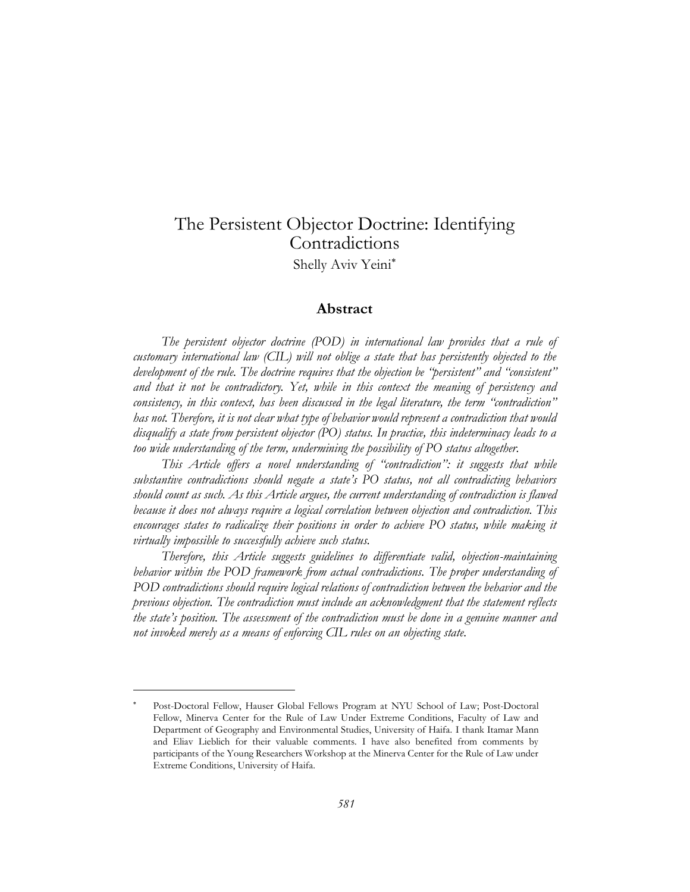# The Persistent Objector Doctrine: Identifying Contradictions

Shelly Aviv Yeini*

## Abstract

*The persistent objector doctrine (POD) in international law provides that a rule of customary international law (CIL) will not oblige a state that has persistently objected to the development of the rule. The doctrine requires that the objection be "persistent" and "consistent" and that it not be contradictory. Yet, while in this context the meaning of persistency and consistency, in this context, has been discussed in the legal literature, the term "contradiction" has not. Therefore, it is not clear what type of behavior would represent a contradiction that would disqualify a state from persistent objector (PO) status. In practice, this indeterminacy leads to a too wide understanding of the term, undermining the possibility of PO status altogether.*

*This Article offers a novel understanding of "contradiction": it suggests that while substantive contradictions should negate a state's PO status, not all contradicting behaviors should count as such. As this Article argues, the current understanding of contradiction is flawed because it does not always require a logical correlation between objection and contradiction. This encourages states to radicalize their positions in order to achieve PO status, while making it virtually impossible to successfully achieve such status.*

*Therefore, this Article suggests guidelines to differentiate valid, objection-maintaining behavior within the POD framework from actual contradictions. The proper understanding of POD contradictions should require logical relations of contradiction between the behavior and the previous objection. The contradiction must include an acknowledgment that the statement reflects the state's position. The assessment of the contradiction must be done in a genuine manner and not invoked merely as a means of enforcing CIL rules on an objecting state.*

---

\* Post-Doctoral Fellow, Hauser Global Fellows Program at NYU School of Law; Post-Doctoral Fellow, Minerva Center for the Rule of Law Under Extreme Conditions, Faculty of Law and Department of Geography and Environmental Studies, University of Haifa. I thank Itamar Mann and Eliav Lieblich for their valuable comments. I have also benefited from comments by participants of the Young Researchers Workshop at the Minerva Center for the Rule of Law under Extreme Conditions, University of Haifa.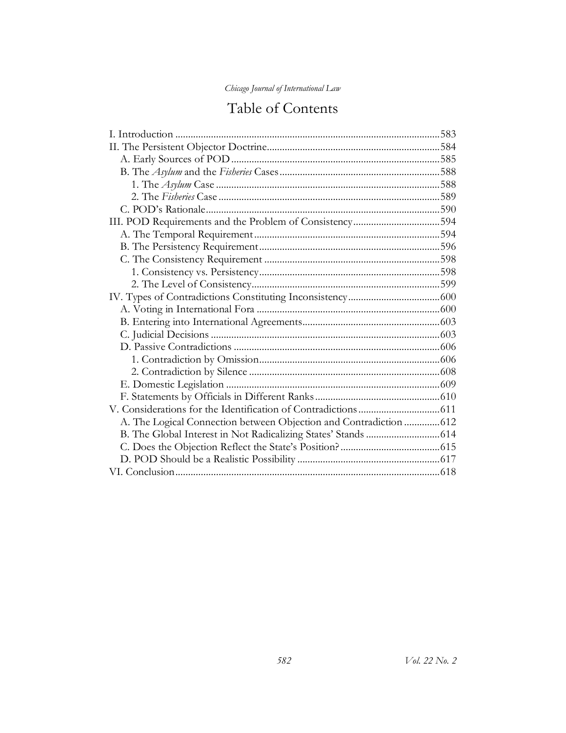# Table of Contents

I. Introduction ....................................................................................................583
II. The Persistent Objector Doctrine..................................................................584
  A. Early Sources of POD..................................................................................585
  B. The *Asylum* and the *Fisheries* Cases..............................................................588
    1. The *Asylum* Case........................................................................................588
    2. The *Fisheries* Case......................................................................................589
  C. POD's Rationale............................................................................................590
III. POD Requirements and the Problem of Consistency..................................594
  A. The Temporal Requirement.........................................................................594
  B. The Persistency Requirement.......................................................................596
  C. The Consistency Requirement.....................................................................598
    1. Consistency vs. Persistency.......................................................................598
    2. The Level of Consistency...........................................................................599
IV. Types of Contradictions Constituting Inconsistency....................................600
  A. Voting in International Fora........................................................................600
  B. Entering into International Agreements.....................................................603
  C. Judicial Decisions..........................................................................................603
  D. Passive Contradictions.................................................................................606
    1. Contradiction by Omission.......................................................................606
    2. Contradiction by Silence............................................................................608
  E. Domestic Legislation....................................................................................609
  F. Statements by Officials in Different Ranks.................................................610
V. Considerations for the Identification of Contradictions................................611
  A. The Logical Connection between Objection and Contradiction..............612
  B. The Global Interest in Not Radicalizing States' Stands.............................614
  C. Does the Objection Reflect the State's Position?.......................................615
  D. POD Should be a Realistic Possibility........................................................617
VI. Conclusion.......................................................................................................618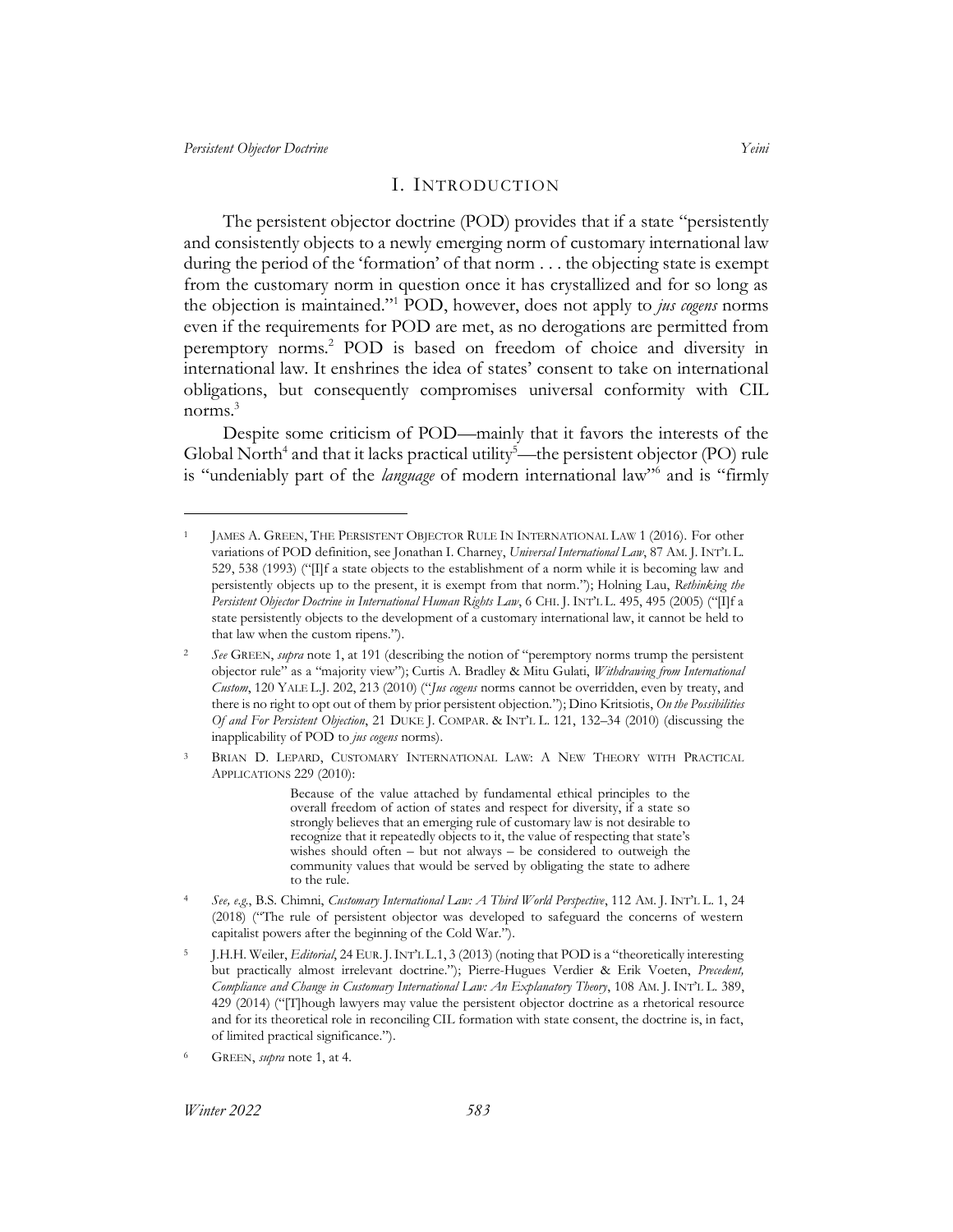## I. INTRODUCTION

The persistent objector doctrine (POD) provides that if a state "persistently and consistently objects to a newly emerging norm of customary international law during the period of the 'formation' of that norm . . . the objecting state is exempt from the customary norm in question once it has crystallized and for so long as the objection is maintained."[1] POD, however, does not apply to *jus cogens* norms even if the requirements for POD are met, as no derogations are permitted from peremptory norms.[2] POD is based on freedom of choice and diversity in international law. It enshrines the idea of states' consent to take on international obligations, but consequently compromises universal conformity with CIL norms.[3]

Despite some criticism of POD—mainly that it favors the interests of the Global North[4] and that it lacks practical utility[5]—the persistent objector (PO) rule is "undeniably part of the *language* of modern international law"[6] and is "firmly

---

[1] JAMES A. GREEN, THE PERSISTENT OBJECTOR RULE IN INTERNATIONAL LAW 1 (2016). For other variations of POD definition, see Jonathan I. Charney, *Universal International Law*, 87 AM. J. INT'L L. 529, 538 (1993) ("[I]f a state objects to the establishment of a norm while it is becoming law and persistently objects up to the present, it is exempt from that norm."); Holning Lau, *Rethinking the Persistent Objector Doctrine in International Human Rights Law*, 6 CHI. J. INT'L L. 495, 495 (2005) ("[I]f a state persistently objects to the development of a customary international law, it cannot be held to that law when the custom ripens.").

[2] *See* GREEN, *supra* note 1, at 191 (describing the notion of "peremptory norms trump the persistent objector rule" as a "majority view"); Curtis A. Bradley & Mitu Gulati, *Withdrawing from International Custom*, 120 YALE L.J. 202, 213 (2010) ("*Jus cogens* norms cannot be overridden, even by treaty, and there is no right to opt out of them by prior persistent objection."); Dino Kritsiotis, *On the Possibilities Of and For Persistent Objection*, 21 DUKE J. COMPAR. & INT'L L. 121, 132–34 (2010) (discussing the inapplicability of POD to *jus cogens* norms).

[3] BRIAN D. LEPARD, CUSTOMARY INTERNATIONAL LAW: A NEW THEORY WITH PRACTICAL APPLICATIONS 229 (2010):

> Because of the value attached by fundamental ethical principles to the overall freedom of action of states and respect for diversity, if a state so strongly believes that an emerging rule of customary law is not desirable to recognize that it repeatedly objects to it, the value of respecting that state's wishes should often – but not always – be considered to outweigh the community values that would be served by obligating the state to adhere to the rule.

[4] *See, e.g.*, B.S. Chimni, *Customary International Law: A Third World Perspective*, 112 AM. J. INT'L L. 1, 24 (2018) ("The rule of persistent objector was developed to safeguard the concerns of western capitalist powers after the beginning of the Cold War.").

[5] J.H.H. Weiler, *Editorial*, 24 EUR. J. INT'L L.1, 3 (2013) (noting that POD is a "theoretically interesting but practically almost irrelevant doctrine."); Pierre-Hugues Verdier & Erik Voeten, *Precedent, Compliance and Change in Customary International Law: An Explanatory Theory*, 108 AM. J. INT'L L. 389, 429 (2014) ("[T]hough lawyers may value the persistent objector doctrine as a rhetorical resource and for its theoretical role in reconciling CIL formation with state consent, the doctrine is, in fact, of limited practical significance.").

[6] GREEN, *supra* note 1, at 4.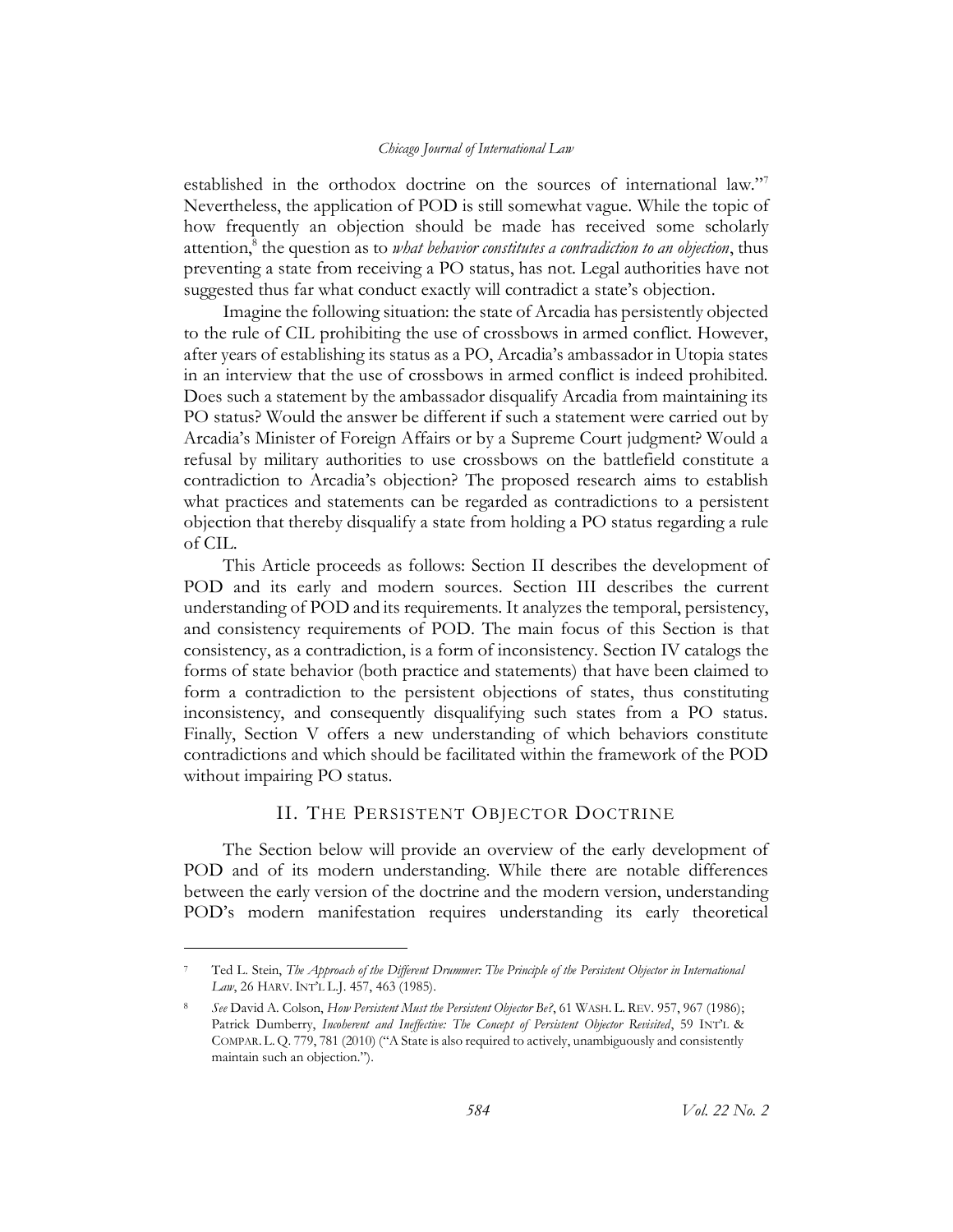established in the orthodox doctrine on the sources of international law."[7] Nevertheless, the application of POD is still somewhat vague. While the topic of how frequently an objection should be made has received some scholarly attention,[8] the question as to *what behavior constitutes a contradiction to an objection*, thus preventing a state from receiving a PO status, has not. Legal authorities have not suggested thus far what conduct exactly will contradict a state's objection.

Imagine the following situation: the state of Arcadia has persistently objected to the rule of CIL prohibiting the use of crossbows in armed conflict. However, after years of establishing its status as a PO, Arcadia's ambassador in Utopia states in an interview that the use of crossbows in armed conflict is indeed prohibited. Does such a statement by the ambassador disqualify Arcadia from maintaining its PO status? Would the answer be different if such a statement were carried out by Arcadia's Minister of Foreign Affairs or by a Supreme Court judgment? Would a refusal by military authorities to use crossbows on the battlefield constitute a contradiction to Arcadia's objection? The proposed research aims to establish what practices and statements can be regarded as contradictions to a persistent objection that thereby disqualify a state from holding a PO status regarding a rule of CIL.

This Article proceeds as follows: Section II describes the development of POD and its early and modern sources. Section III describes the current understanding of POD and its requirements. It analyzes the temporal, persistency, and consistency requirements of POD. The main focus of this Section is that consistency, as a contradiction, is a form of inconsistency. Section IV catalogs the forms of state behavior (both practice and statements) that have been claimed to form a contradiction to the persistent objections of states, thus constituting inconsistency, and consequently disqualifying such states from a PO status. Finally, Section V offers a new understanding of which behaviors constitute contradictions and which should be facilitated within the framework of the POD without impairing PO status.

## II. The Persistent Objector Doctrine

The Section below will provide an overview of the early development of POD and of its modern understanding. While there are notable differences between the early version of the doctrine and the modern version, understanding POD's modern manifestation requires understanding its early theoretical

---

[7] Ted L. Stein, *The Approach of the Different Drummer: The Principle of the Persistent Objector in International Law*, 26 HARV. INT'L L.J. 457, 463 (1985).

[8] *See* David A. Colson, *How Persistent Must the Persistent Objector Be?*, 61 WASH. L. REV. 957, 967 (1986); Patrick Dumberry, *Incoherent and Ineffective: The Concept of Persistent Objector Revisited*, 59 INT'L & COMPAR. L. Q. 779, 781 (2010) ("A State is also required to actively, unambiguously and consistently maintain such an objection.").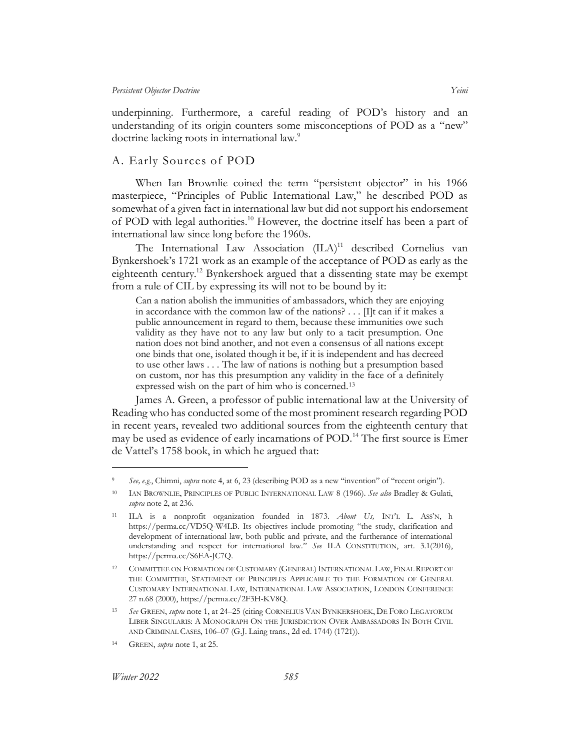underpinning. Furthermore, a careful reading of POD's history and an understanding of its origin counters some misconceptions of POD as a "new" doctrine lacking roots in international law.[9]

## A. Early Sources of POD

When Ian Brownlie coined the term "persistent objector" in his 1966 masterpiece, "Principles of Public International Law," he described POD as somewhat of a given fact in international law but did not support his endorsement of POD with legal authorities.[10] However, the doctrine itself has been a part of international law since long before the 1960s.

The International Law Association (ILA)[11] described Cornelius van Bynkershoek's 1721 work as an example of the acceptance of POD as early as the eighteenth century.[12] Bynkershoek argued that a dissenting state may be exempt from a rule of CIL by expressing its will not to be bound by it:

> Can a nation abolish the immunities of ambassadors, which they are enjoying in accordance with the common law of the nations? . . . [I]t can if it makes a public announcement in regard to them, because these immunities owe such validity as they have not to any law but only to a tacit presumption. One nation does not bind another, and not even a consensus of all nations except one binds that one, isolated though it be, if it is independent and has decreed to use other laws . . . The law of nations is nothing but a presumption based on custom, nor has this presumption any validity in the face of a definitely expressed wish on the part of him who is concerned.[13]

James A. Green, a professor of public international law at the University of Reading who has conducted some of the most prominent research regarding POD in recent years, revealed two additional sources from the eighteenth century that may be used as evidence of early incarnations of POD.[14] The first source is Emer de Vattel's 1758 book, in which he argued that:

---

[9] *See, e.g.*, Chimni, *supra* note 4, at 6, 23 (describing POD as a new "invention" of "recent origin").

[10] IAN BROWNLIE, PRINCIPLES OF PUBLIC INTERNATIONAL LAW 8 (1966). *See also* Bradley & Gulati, *supra* note 2, at 236.

[11] ILA is a nonprofit organization founded in 1873. *About Us,* INT'L L. ASS'N, h https://perma.cc/VD5Q-W4LB. Its objectives include promoting "the study, clarification and development of international law, both public and private, and the furtherance of international understanding and respect for international law." *See* ILA CONSTITUTION, art. 3.1(2016), https://perma.cc/S6EA-JC7Q.

[12] COMMITTEE ON FORMATION OF CUSTOMARY (GENERAL) INTERNATIONAL LAW, FINAL REPORT OF THE COMMITTEE, STATEMENT OF PRINCIPLES APPLICABLE TO THE FORMATION OF GENERAL CUSTOMARY INTERNATIONAL LAW, INTERNATIONAL LAW ASSOCIATION, LONDON CONFERENCE 27 n.68 (2000), https://perma.cc/2F3H-KV8Q.

[13] *See* GREEN, *supra* note 1, at 24–25 (citing CORNELIUS VAN BYNKERSHOEK, DE FORO LEGATORUM LIBER SINGULARIS: A MONOGRAPH ON THE JURISDICTION OVER AMBASSADORS IN BOTH CIVIL AND CRIMINAL CASES, 106–07 (G.J. Laing trans., 2d ed. 1744) (1721)).

[14] GREEN, *supra* note 1, at 25.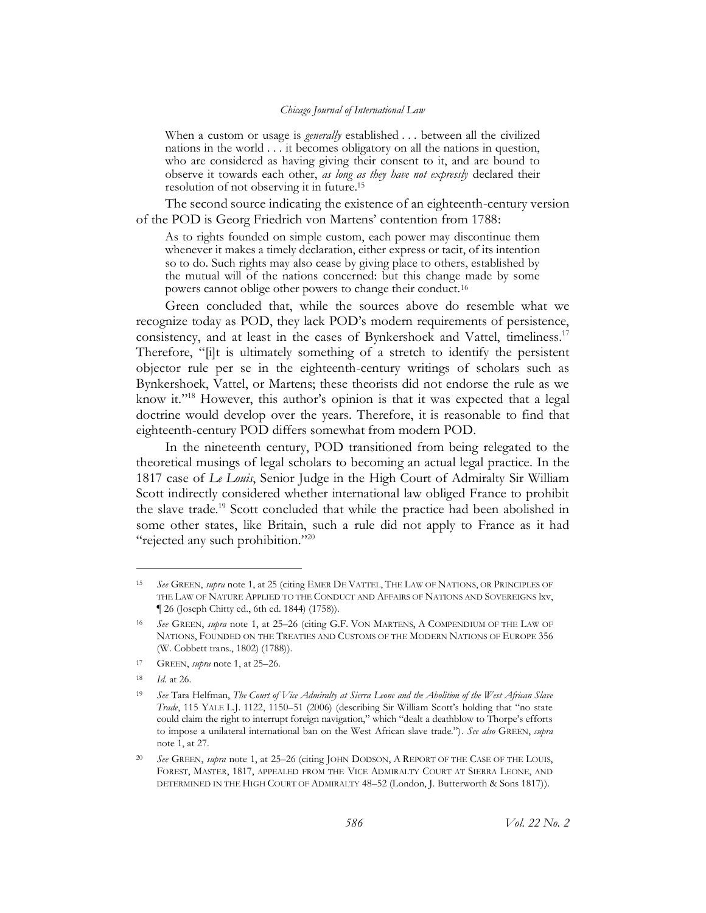> When a custom or usage is *generally* established . . . between all the civilized nations in the world . . . it becomes obligatory on all the nations in question, who are considered as having giving their consent to it, and are bound to observe it towards each other, *as long as they have not expressly* declared their resolution of not observing it in future.[15]

The second source indicating the existence of an eighteenth-century version of the POD is Georg Friedrich von Martens' contention from 1788:

> As to rights founded on simple custom, each power may discontinue them whenever it makes a timely declaration, either express or tacit, of its intention so to do. Such rights may also cease by giving place to others, established by the mutual will of the nations concerned: but this change made by some powers cannot oblige other powers to change their conduct.[16]

Green concluded that, while the sources above do resemble what we recognize today as POD, they lack POD's modern requirements of persistence, consistency, and at least in the cases of Bynkershoek and Vattel, timeliness.[17] Therefore, "[i]t is ultimately something of a stretch to identify the persistent objector rule per se in the eighteenth-century writings of scholars such as Bynkershoek, Vattel, or Martens; these theorists did not endorse the rule as we know it."[18] However, this author's opinion is that it was expected that a legal doctrine would develop over the years. Therefore, it is reasonable to find that eighteenth-century POD differs somewhat from modern POD.

In the nineteenth century, POD transitioned from being relegated to the theoretical musings of legal scholars to becoming an actual legal practice. In the 1817 case of *Le Louis*, Senior Judge in the High Court of Admiralty Sir William Scott indirectly considered whether international law obliged France to prohibit the slave trade.[19] Scott concluded that while the practice had been abolished in some other states, like Britain, such a rule did not apply to France as it had "rejected any such prohibition."[20]

---

[15] *See* GREEN, *supra* note 1, at 25 (citing EMER DE VATTEL, THE LAW OF NATIONS, OR PRINCIPLES OF THE LAW OF NATURE APPLIED TO THE CONDUCT AND AFFAIRS OF NATIONS AND SOVEREIGNS lxv, ¶ 26 (Joseph Chitty ed., 6th ed. 1844) (1758)).

[16] *See* GREEN, *supra* note 1, at 25–26 (citing G.F. VON MARTENS, A COMPENDIUM OF THE LAW OF NATIONS, FOUNDED ON THE TREATIES AND CUSTOMS OF THE MODERN NATIONS OF EUROPE 356 (W. Cobbett trans., 1802) (1788)).

[17] GREEN, *supra* note 1, at 25–26.

[18] *Id.* at 26.

[19] *See* Tara Helfman, *The Court of Vice Admiralty at Sierra Leone and the Abolition of the West African Slave Trade*, 115 YALE L.J. 1122, 1150–51 (2006) (describing Sir William Scott's holding that "no state could claim the right to interrupt foreign navigation," which "dealt a deathblow to Thorpe's efforts to impose a unilateral international ban on the West African slave trade."). *See also* GREEN, *supra* note 1, at 27.

[20] *See* GREEN, *supra* note 1, at 25–26 (citing JOHN DODSON, A REPORT OF THE CASE OF THE LOUIS, FOREST, MASTER, 1817, APPEALED FROM THE VICE ADMIRALTY COURT AT SIERRA LEONE, AND DETERMINED IN THE HIGH COURT OF ADMIRALTY 48–52 (London, J. Butterworth & Sons 1817)).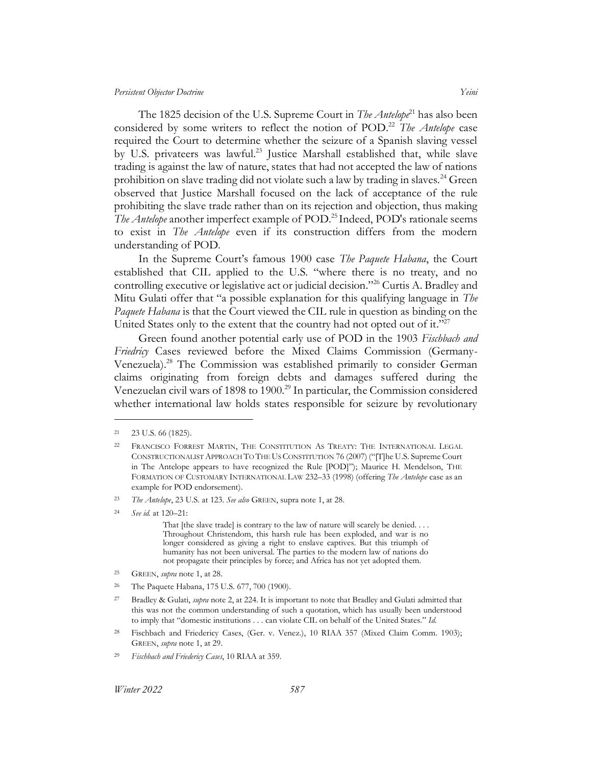The 1825 decision of the U.S. Supreme Court in *The Antelope*[21] has also been considered by some writers to reflect the notion of POD.[22] *The Antelope* case required the Court to determine whether the seizure of a Spanish slaving vessel by U.S. privateers was lawful.[23] Justice Marshall established that, while slave trading is against the law of nature, states that had not accepted the law of nations prohibition on slave trading did not violate such a law by trading in slaves.[24] Green observed that Justice Marshall focused on the lack of acceptance of the rule prohibiting the slave trade rather than on its rejection and objection, thus making *The Antelope* another imperfect example of POD.[25] Indeed, POD's rationale seems to exist in *The Antelope* even if its construction differs from the modern understanding of POD.

In the Supreme Court's famous 1900 case *The Paquete Habana*, the Court established that CIL applied to the U.S. "where there is no treaty, and no controlling executive or legislative act or judicial decision."[26] Curtis A. Bradley and Mitu Gulati offer that "a possible explanation for this qualifying language in *The Paquete Habana* is that the Court viewed the CIL rule in question as binding on the United States only to the extent that the country had not opted out of it."[27]

Green found another potential early use of POD in the 1903 *Fischbach and Friedricy* Cases reviewed before the Mixed Claims Commission (Germany-Venezuela).[28] The Commission was established primarily to consider German claims originating from foreign debts and damages suffered during the Venezuelan civil wars of 1898 to 1900.[29] In particular, the Commission considered whether international law holds states responsible for seizure by revolutionary

---

[21] 23 U.S. 66 (1825).

[22] FRANCISCO FORREST MARTIN, THE CONSTITUTION AS TREATY: THE INTERNATIONAL LEGAL CONSTRUCTIONALIST APPROACH TO THE US CONSTITUTION 76 (2007) ("[T]he U.S. Supreme Court in The Antelope appears to have recognized the Rule [POD]"); Maurice H. Mendelson, THE FORMATION OF CUSTOMARY INTERNATIONAL LAW 232–33 (1998) (offering *The Antelope* case as an example for POD endorsement).

[23] *The Antelope*, 23 U.S. at 123. *See also* GREEN, supra note 1, at 28.

[24] *See id.* at 120–21:

> That [the slave trade] is contrary to the law of nature will scarely be denied. . . . Throughout Christendom, this harsh rule has been exploded, and war is no longer considered as giving a right to enslave captives. But this triumph of humanity has not been universal. The parties to the modern law of nations do not propagate their principles by force; and Africa has not yet adopted them.

[25] GREEN, *supra* note 1, at 28.

[26] The Paquete Habana, 175 U.S. 677, 700 (1900).

[27] Bradley & Gulati, *supra* note 2, at 224. It is important to note that Bradley and Gulati admitted that this was not the common understanding of such a quotation, which has usually been understood to imply that "domestic institutions . . . can violate CIL on behalf of the United States." *Id.*

[28] Fischbach and Friedericy Cases, (Ger. v. Venez.), 10 RIAA 357 (Mixed Claim Comm. 1903); GREEN, *supra* note 1, at 29.

[29] *Fischbach and Friedericy Cases*, 10 RIAA at 359.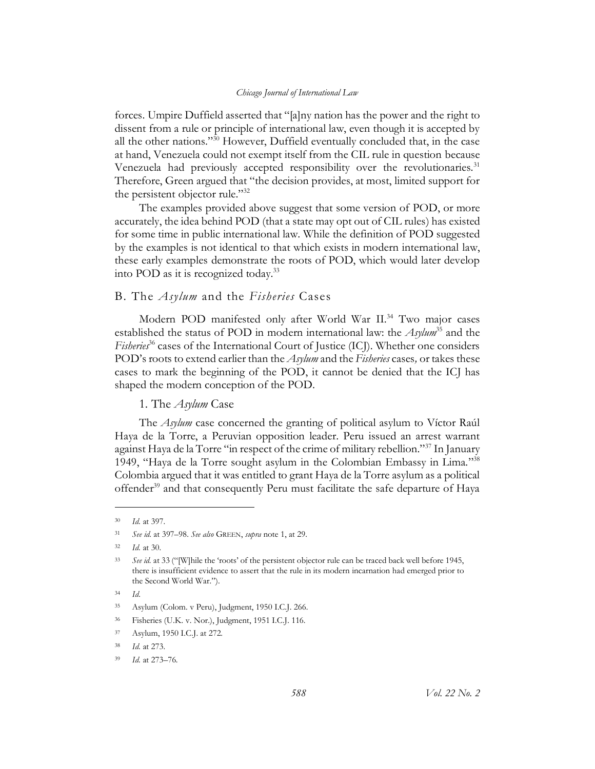forces. Umpire Duffield asserted that "[a]ny nation has the power and the right to dissent from a rule or principle of international law, even though it is accepted by all the other nations."[30] However, Duffield eventually concluded that, in the case at hand, Venezuela could not exempt itself from the CIL rule in question because Venezuela had previously accepted responsibility over the revolutionaries.[31] Therefore, Green argued that "the decision provides, at most, limited support for the persistent objector rule."[32]

The examples provided above suggest that some version of POD, or more accurately, the idea behind POD (that a state may opt out of CIL rules) has existed for some time in public international law. While the definition of POD suggested by the examples is not identical to that which exists in modern international law, these early examples demonstrate the roots of POD, which would later develop into POD as it is recognized today.[33]

## B. The *Asylum* and the *Fisheries* Cases

Modern POD manifested only after World War II.[34] Two major cases established the status of POD in modern international law: the *Asylum*[35] and the *Fisheries*[36] cases of the International Court of Justice (ICJ). Whether one considers POD's roots to extend earlier than the *Asylum* and the *Fisheries* cases, or takes these cases to mark the beginning of the POD, it cannot be denied that the ICJ has shaped the modern conception of the POD.

### 1. The *Asylum* Case

The *Asylum* case concerned the granting of political asylum to Víctor Raúl Haya de la Torre, a Peruvian opposition leader. Peru issued an arrest warrant against Haya de la Torre "in respect of the crime of military rebellion."[37] In January 1949, "Haya de la Torre sought asylum in the Colombian Embassy in Lima."[38] Colombia argued that it was entitled to grant Haya de la Torre asylum as a political offender[39] and that consequently Peru must facilitate the safe departure of Haya

---

[30] *Id.* at 397.

[31] *See id.* at 397–98. *See also* GREEN, *supra* note 1, at 29.

[32] *Id.* at 30.

[33] *See id.* at 33 ("[W]hile the 'roots' of the persistent objector rule can be traced back well before 1945, there is insufficient evidence to assert that the rule in its modern incarnation had emerged prior to the Second World War.").

[34] *Id.*

[35] Asylum (Colom. v Peru), Judgment, 1950 I.C.J. 266.

[36] Fisheries (U.K. v. Nor.), Judgment, 1951 I.C.J. 116.

[37] Asylum, 1950 I.C.J. at 272.

[38] *Id.* at 273.

[39] *Id.* at 273–76.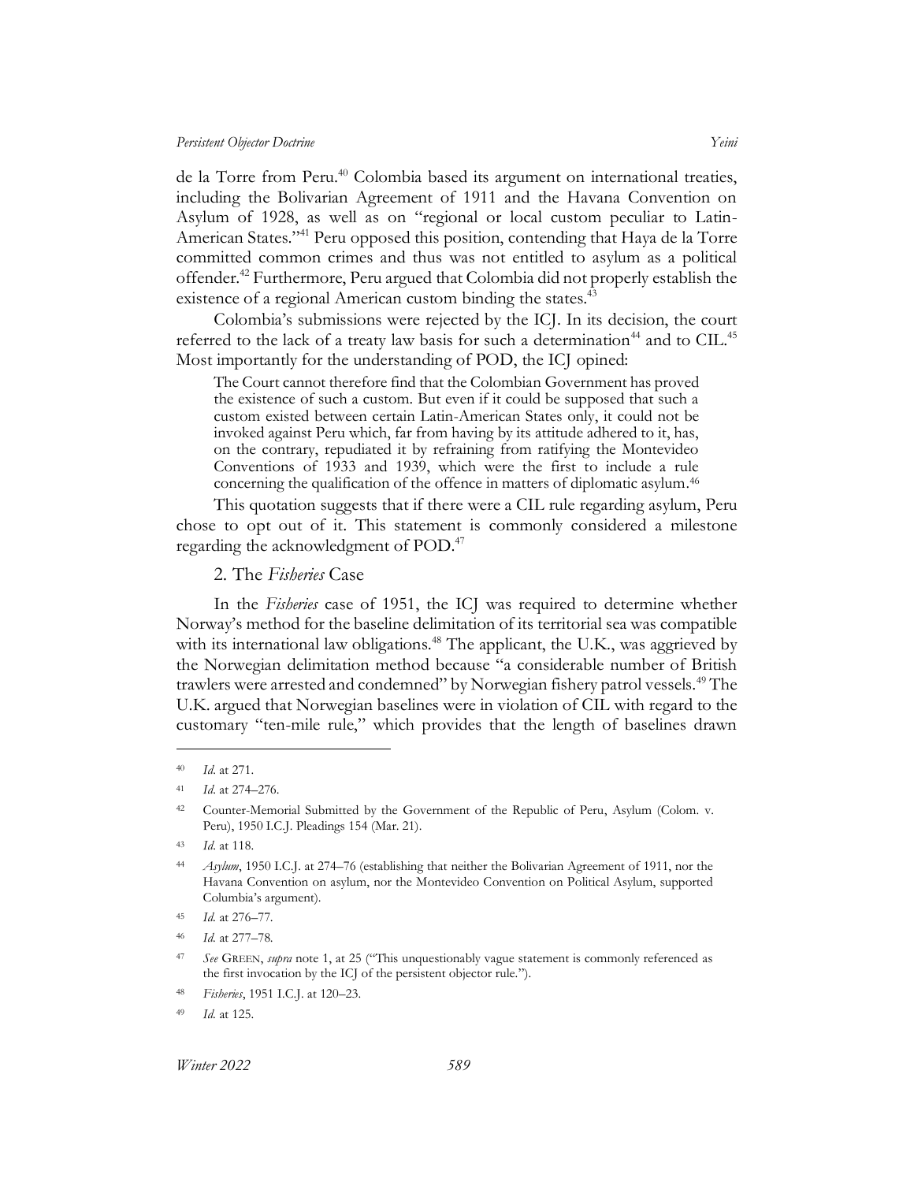de la Torre from Peru.[40] Colombia based its argument on international treaties, including the Bolivarian Agreement of 1911 and the Havana Convention on Asylum of 1928, as well as on "regional or local custom peculiar to Latin-American States."[41] Peru opposed this position, contending that Haya de la Torre committed common crimes and thus was not entitled to asylum as a political offender.[42] Furthermore, Peru argued that Colombia did not properly establish the existence of a regional American custom binding the states.[43]

Colombia's submissions were rejected by the ICJ. In its decision, the court referred to the lack of a treaty law basis for such a determination[44] and to CIL.[45] Most importantly for the understanding of POD, the ICJ opined:

> The Court cannot therefore find that the Colombian Government has proved the existence of such a custom. But even if it could be supposed that such a custom existed between certain Latin-American States only, it could not be invoked against Peru which, far from having by its attitude adhered to it, has, on the contrary, repudiated it by refraining from ratifying the Montevideo Conventions of 1933 and 1939, which were the first to include a rule concerning the qualification of the offence in matters of diplomatic asylum.[46]

This quotation suggests that if there were a CIL rule regarding asylum, Peru chose to opt out of it. This statement is commonly considered a milestone regarding the acknowledgment of POD.[47]

### 2. The *Fisheries* Case

In the *Fisheries* case of 1951, the ICJ was required to determine whether Norway's method for the baseline delimitation of its territorial sea was compatible with its international law obligations.[48] The applicant, the U.K., was aggrieved by the Norwegian delimitation method because "a considerable number of British trawlers were arrested and condemned" by Norwegian fishery patrol vessels.[49] The U.K. argued that Norwegian baselines were in violation of CIL with regard to the customary "ten-mile rule," which provides that the length of baselines drawn

---

[40] *Id*. at 271.

[41] *Id*. at 274–276.

[42] Counter-Memorial Submitted by the Government of the Republic of Peru, Asylum (Colom. v. Peru), 1950 I.C.J. Pleadings 154 (Mar. 21).

[43] *Id*. at 118.

[44] *Asylum*, 1950 I.C.J. at 274–76 (establishing that neither the Bolivarian Agreement of 1911, nor the Havana Convention on asylum, nor the Montevideo Convention on Political Asylum, supported Columbia's argument).

[45] *Id.* at 276–77.

[46] *Id.* at 277–78.

[47] *See* GREEN, *supra* note 1, at 25 ("This unquestionably vague statement is commonly referenced as the first invocation by the ICJ of the persistent objector rule.").

[48] *Fisheries*, 1951 I.C.J. at 120–23.

[49] *Id.* at 125.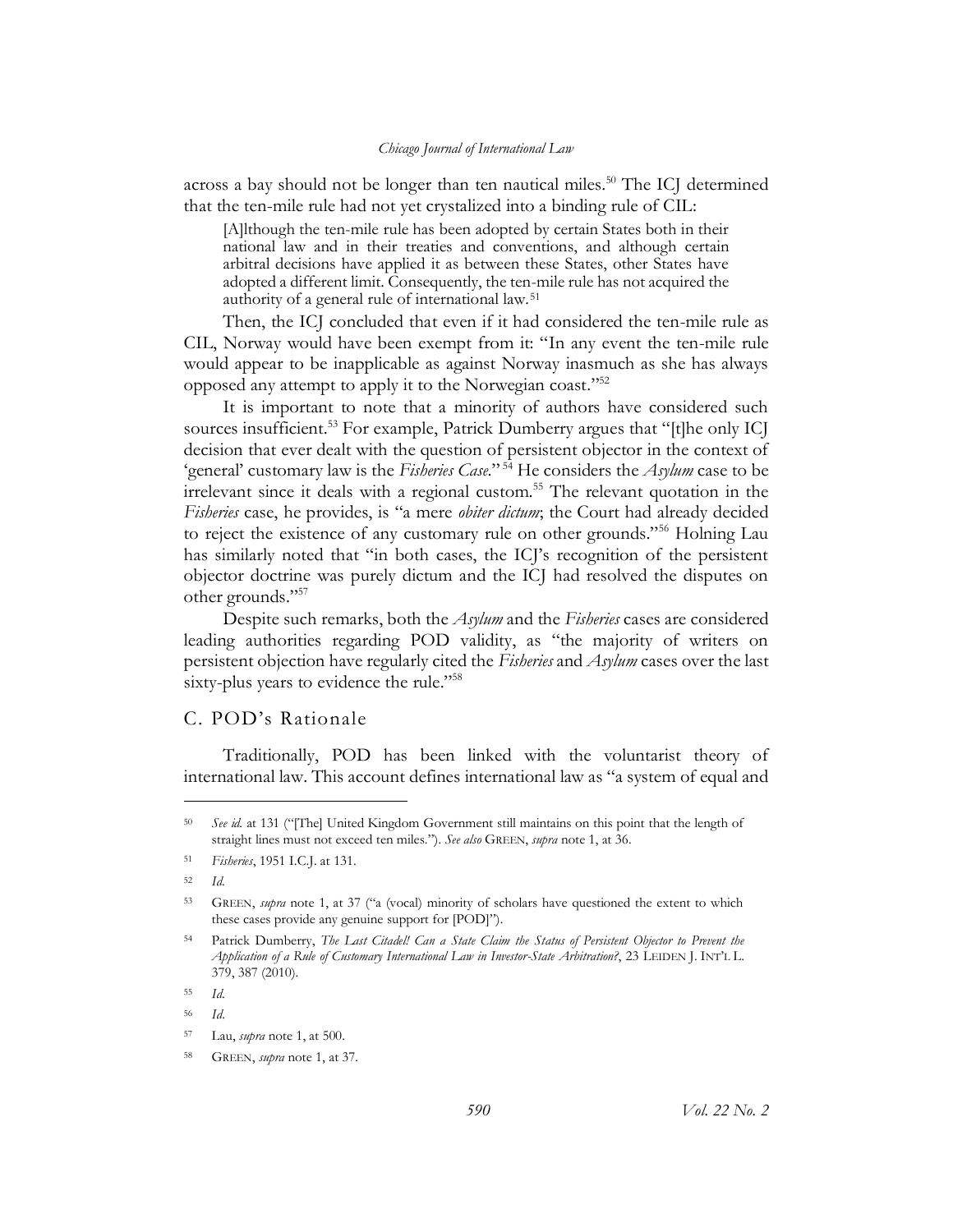across a bay should not be longer than ten nautical miles.[50] The ICJ determined that the ten-mile rule had not yet crystalized into a binding rule of CIL:

> [A]lthough the ten-mile rule has been adopted by certain States both in their national law and in their treaties and conventions, and although certain arbitral decisions have applied it as between these States, other States have adopted a different limit. Consequently, the ten-mile rule has not acquired the authority of a general rule of international law.[51]

Then, the ICJ concluded that even if it had considered the ten-mile rule as CIL, Norway would have been exempt from it: "In any event the ten-mile rule would appear to be inapplicable as against Norway inasmuch as she has always opposed any attempt to apply it to the Norwegian coast."[52]

It is important to note that a minority of authors have considered such sources insufficient.[53] For example, Patrick Dumberry argues that "[t]he only ICJ decision that ever dealt with the question of persistent objector in the context of 'general' customary law is the *Fisheries Case*."[54] He considers the *Asylum* case to be irrelevant since it deals with a regional custom.[55] The relevant quotation in the *Fisheries* case, he provides, is "a mere *obiter dictum*; the Court had already decided to reject the existence of any customary rule on other grounds."[56] Holning Lau has similarly noted that "in both cases, the ICJ's recognition of the persistent objector doctrine was purely dictum and the ICJ had resolved the disputes on other grounds."[57]

Despite such remarks, both the *Asylum* and the *Fisheries* cases are considered leading authorities regarding POD validity, as "the majority of writers on persistent objection have regularly cited the *Fisheries* and *Asylum* cases over the last sixty-plus years to evidence the rule."[58]

## C. POD's Rationale

Traditionally, POD has been linked with the voluntarist theory of international law. This account defines international law as "a system of equal and

---

[50] *See id.* at 131 ("[The] United Kingdom Government still maintains on this point that the length of straight lines must not exceed ten miles."). *See also* GREEN, *supra* note 1, at 36.

[51] *Fisheries*, 1951 I.C.J. at 131.

[52] *Id.*

[53] GREEN, *supra* note 1, at 37 ("a (vocal) minority of scholars have questioned the extent to which these cases provide any genuine support for [POD]").

[54] Patrick Dumberry, *The Last Citadel! Can a State Claim the Status of Persistent Objector to Prevent the Application of a Rule of Customary International Law in Investor-State Arbitration?*, 23 LEIDEN J. INT'L L. 379, 387 (2010).

[55] *Id.*

[56] *Id.*

[57] Lau, *supra* note 1, at 500.

[58] GREEN, *supra* note 1, at 37.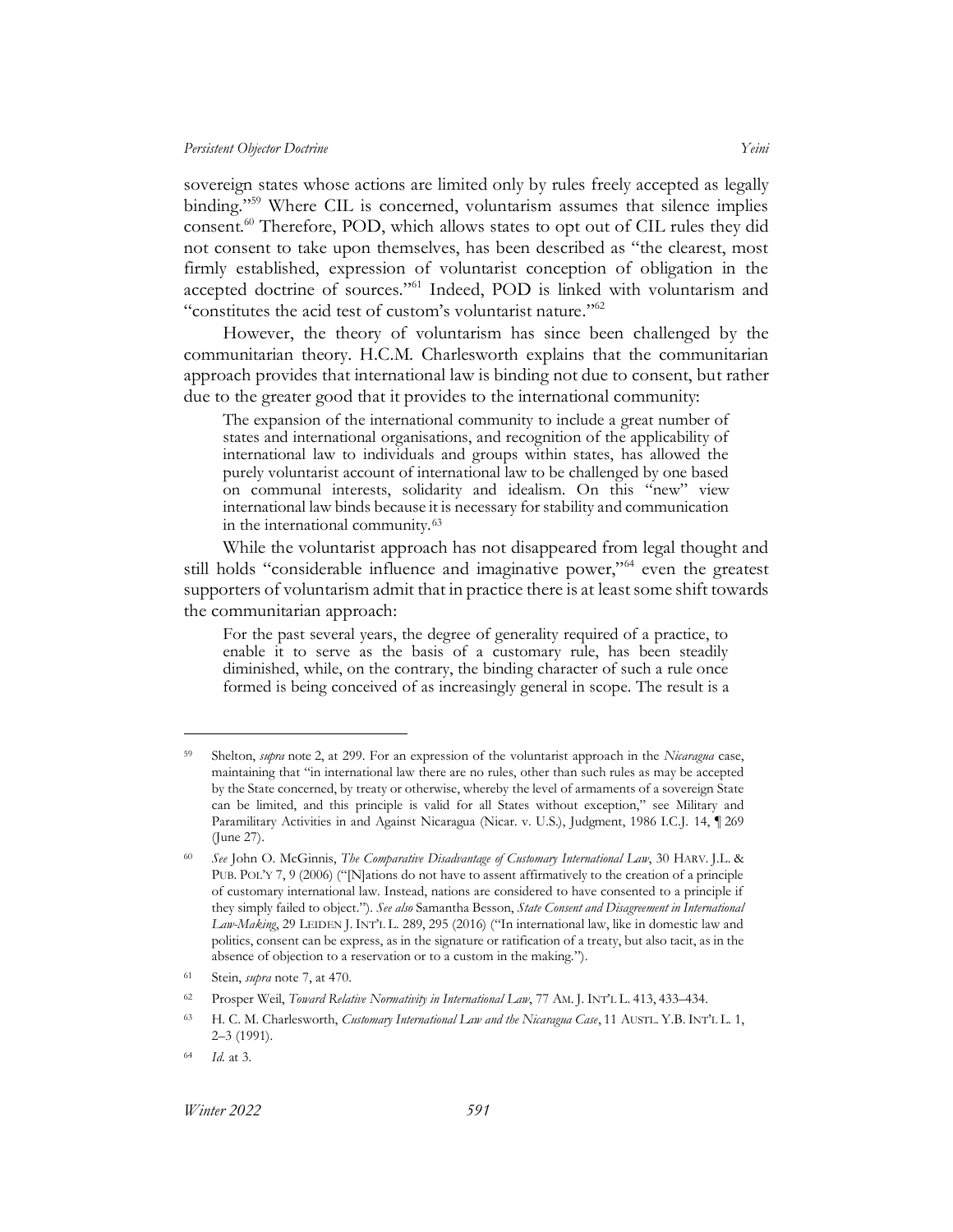sovereign states whose actions are limited only by rules freely accepted as legally binding."[59] Where CIL is concerned, voluntarism assumes that silence implies consent.[60] Therefore, POD, which allows states to opt out of CIL rules they did not consent to take upon themselves, has been described as "the clearest, most firmly established, expression of voluntarist conception of obligation in the accepted doctrine of sources."[61] Indeed, POD is linked with voluntarism and "constitutes the acid test of custom's voluntarist nature."[62]

However, the theory of voluntarism has since been challenged by the communitarian theory. H.C.M. Charlesworth explains that the communitarian approach provides that international law is binding not due to consent, but rather due to the greater good that it provides to the international community:

> The expansion of the international community to include a great number of states and international organisations, and recognition of the applicability of international law to individuals and groups within states, has allowed the purely voluntarist account of international law to be challenged by one based on communal interests, solidarity and idealism. On this "new" view international law binds because it is necessary for stability and communication in the international community.[63]

While the voluntarist approach has not disappeared from legal thought and still holds "considerable influence and imaginative power,"[64] even the greatest supporters of voluntarism admit that in practice there is at least some shift towards the communitarian approach:

> For the past several years, the degree of generality required of a practice, to enable it to serve as the basis of a customary rule, has been steadily diminished, while, on the contrary, the binding character of such a rule once formed is being conceived of as increasingly general in scope. The result is a

---

[59] Shelton, *supra* note 2, at 299. For an expression of the voluntarist approach in the *Nicaragua* case, maintaining that "in international law there are no rules, other than such rules as may be accepted by the State concerned, by treaty or otherwise, whereby the level of armaments of a sovereign State can be limited, and this principle is valid for all States without exception," see Military and Paramilitary Activities in and Against Nicaragua (Nicar. v. U.S.), Judgment, 1986 I.C.J. 14, ¶ 269 (June 27).

[60] *See* John O. McGinnis, *The Comparative Disadvantage of Customary International Law*, 30 HARV. J.L. & PUB. POL'Y 7, 9 (2006) ("[N]ations do not have to assent affirmatively to the creation of a principle of customary international law. Instead, nations are considered to have consented to a principle if they simply failed to object."). *See also* Samantha Besson, *State Consent and Disagreement in International Law-Making*, 29 LEIDEN J. INT'L L. 289, 295 (2016) ("In international law, like in domestic law and politics, consent can be express, as in the signature or ratification of a treaty, but also tacit, as in the absence of objection to a reservation or to a custom in the making.").

[61] Stein, *supra* note 7, at 470.

[62] Prosper Weil, *Toward Relative Normativity in International Law*, 77 AM. J. INT'L L. 413, 433–434.

[63] H. C. M. Charlesworth, *Customary International Law and the Nicaragua Case*, 11 AUSTL. Y.B. INT'L L. 1, 2–3 (1991).

[64] *Id.* at 3.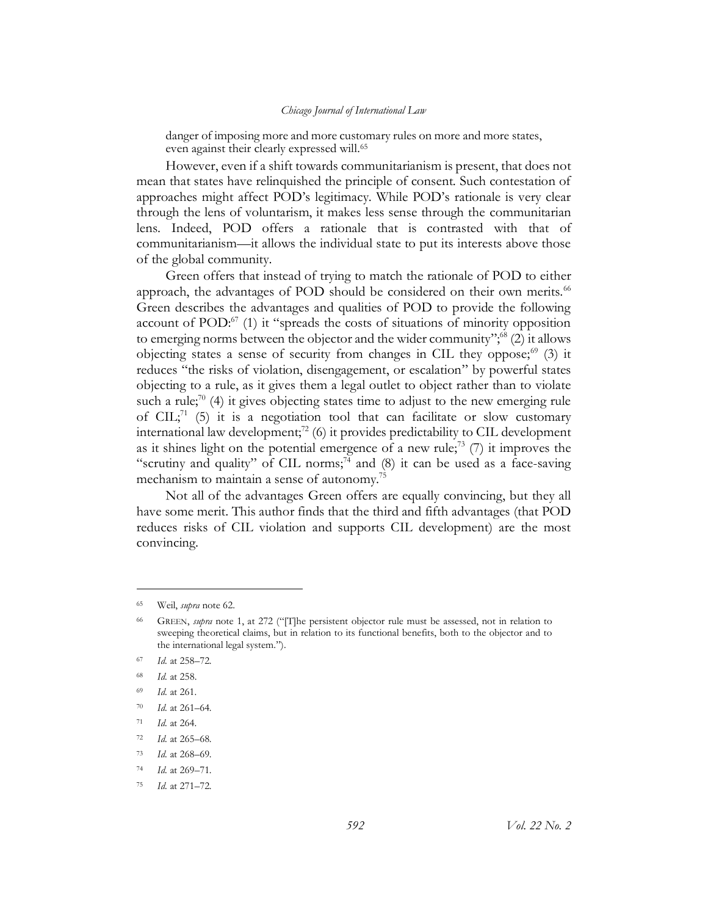danger of imposing more and more customary rules on more and more states, even against their clearly expressed will.[65]

However, even if a shift towards communitarianism is present, that does not mean that states have relinquished the principle of consent. Such contestation of approaches might affect POD's legitimacy. While POD's rationale is very clear through the lens of voluntarism, it makes less sense through the communitarian lens. Indeed, POD offers a rationale that is contrasted with that of communitarianism—it allows the individual state to put its interests above those of the global community.

Green offers that instead of trying to match the rationale of POD to either approach, the advantages of POD should be considered on their own merits.[66] Green describes the advantages and qualities of POD to provide the following account of POD:[67] (1) it "spreads the costs of situations of minority opposition to emerging norms between the objector and the wider community";[68] (2) it allows objecting states a sense of security from changes in CIL they oppose;[69] (3) it reduces "the risks of violation, disengagement, or escalation" by powerful states objecting to a rule, as it gives them a legal outlet to object rather than to violate such a rule;[70] (4) it gives objecting states time to adjust to the new emerging rule of CIL;[71] (5) it is a negotiation tool that can facilitate or slow customary international law development;[72] (6) it provides predictability to CIL development as it shines light on the potential emergence of a new rule;[73] (7) it improves the "scrutiny and quality" of CIL norms;[74] and (8) it can be used as a face-saving mechanism to maintain a sense of autonomy.[75]

Not all of the advantages Green offers are equally convincing, but they all have some merit. This author finds that the third and fifth advantages (that POD reduces risks of CIL violation and supports CIL development) are the most convincing.

---

[65] Weil, *supra* note 62.

[66] GREEN, *supra* note 1, at 272 ("[T]he persistent objector rule must be assessed, not in relation to sweeping theoretical claims, but in relation to its functional benefits, both to the objector and to the international legal system.").

[67] *Id.* at 258–72.

[68] *Id.* at 258.

[69] *Id.* at 261.

[70] *Id.* at 261–64.

[71] *Id.* at 264.

[72] *Id.* at 265–68.

[73] *Id.* at 268–69.

[74] *Id.* at 269–71.

[75] *Id.* at 271–72.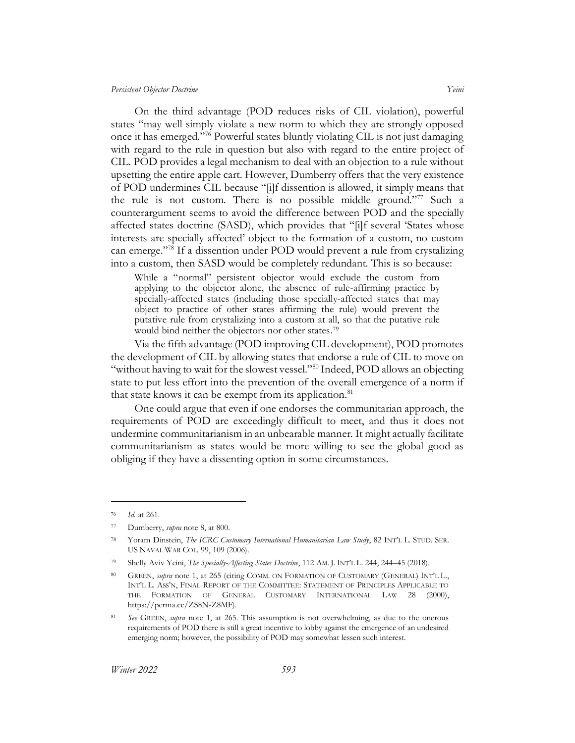On the third advantage (POD reduces risks of CIL violation), powerful states "may well simply violate a new norm to which they are strongly opposed once it has emerged."[76] Powerful states bluntly violating CIL is not just damaging with regard to the rule in question but also with regard to the entire project of CIL. POD provides a legal mechanism to deal with an objection to a rule without upsetting the entire apple cart. However, Dumberry offers that the very existence of POD undermines CIL because "[i]f dissention is allowed, it simply means that the rule is not custom. There is no possible middle ground."[77] Such a counterargument seems to avoid the difference between POD and the specially affected states doctrine (SASD), which provides that "[i]f several 'States whose interests are specially affected' object to the formation of a custom, no custom can emerge."[78] If a dissention under POD would prevent a rule from crystalizing into a custom, then SASD would be completely redundant. This is so because:

> While a "normal" persistent objector would exclude the custom from applying to the objector alone, the absence of rule-affirming practice by specially-affected states (including those specially-affected states that may object to practice of other states affirming the rule) would prevent the putative rule from crystalizing into a custom at all, so that the putative rule would bind neither the objectors nor other states.[79]

Via the fifth advantage (POD improving CIL development), POD promotes the development of CIL by allowing states that endorse a rule of CIL to move on "without having to wait for the slowest vessel."[80] Indeed, POD allows an objecting state to put less effort into the prevention of the overall emergence of a norm if that state knows it can be exempt from its application.[81]

One could argue that even if one endorses the communitarian approach, the requirements of POD are exceedingly difficult to meet, and thus it does not undermine communitarianism in an unbearable manner. It might actually facilitate communitarianism as states would be more willing to see the global good as obliging if they have a dissenting option in some circumstances.

---

[76] *Id.* at 261.

[77] Dumberry, *supra* note 8, at 800.

[78] Yoram Dinstein, *The ICRC Customary International Humanitarian Law Study*, 82 INT'L L. STUD. SER. US NAVAL WAR COL. 99, 109 (2006).

[79] Shelly Aviv Yeini, *The Specially-Affecting States Doctrine*, 112 AM. J. INT'L L. 244, 244–45 (2018).

[80] GREEN, *supra* note 1, at 265 (citing COMM. ON FORMATION OF CUSTOMARY (GENERAL) INT'L L., INT'L L. ASS'N, FINAL REPORT OF THE COMMITTEE: STATEMENT OF PRINCIPLES APPLICABLE TO THE FORMATION OF GENERAL CUSTOMARY INTERNATIONAL LAW 28 (2000), https://perma.cc/ZS8N-Z8MF).

[81] *See* GREEN, *supra* note 1, at 265. This assumption is not overwhelming, as due to the onerous requirements of POD there is still a great incentive to lobby against the emergence of an undesired emerging norm; however, the possibility of POD may somewhat lessen such interest.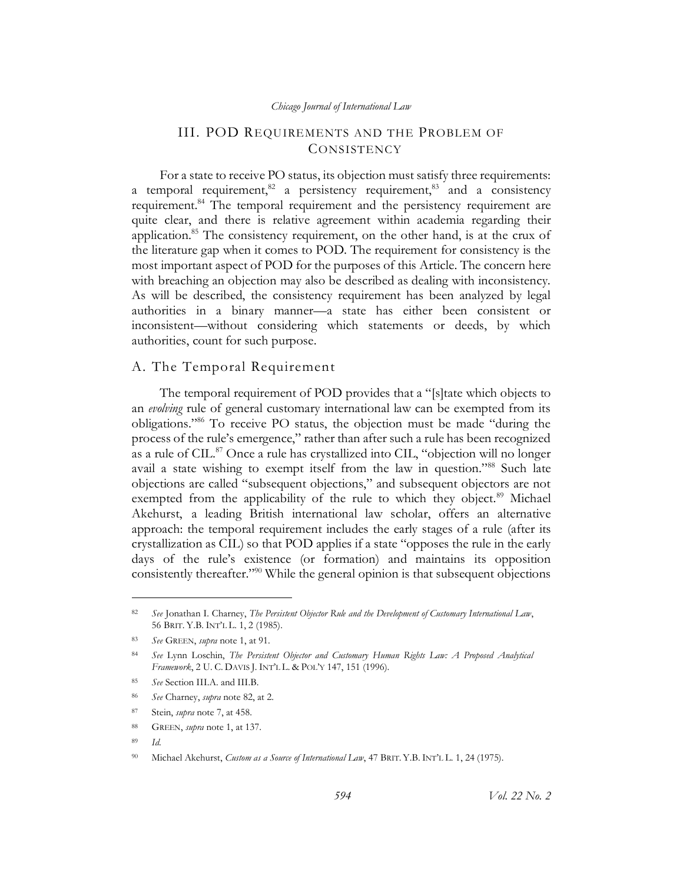## III. POD REQUIREMENTS AND THE PROBLEM OF CONSISTENCY

For a state to receive PO status, its objection must satisfy three requirements: a temporal requirement,[82] a persistency requirement,[83] and a consistency requirement.[84] The temporal requirement and the persistency requirement are quite clear, and there is relative agreement within academia regarding their application.[85] The consistency requirement, on the other hand, is at the crux of the literature gap when it comes to POD. The requirement for consistency is the most important aspect of POD for the purposes of this Article. The concern here with breaching an objection may also be described as dealing with inconsistency. As will be described, the consistency requirement has been analyzed by legal authorities in a binary manner—a state has either been consistent or inconsistent—without considering which statements or deeds, by which authorities, count for such purpose.

### A. The Temporal Requirement

The temporal requirement of POD provides that a "[s]tate which objects to an *evolving* rule of general customary international law can be exempted from its obligations."[86] To receive PO status, the objection must be made "during the process of the rule's emergence," rather than after such a rule has been recognized as a rule of CIL.[87] Once a rule has crystallized into CIL, "objection will no longer avail a state wishing to exempt itself from the law in question."[88] Such late objections are called "subsequent objections," and subsequent objectors are not exempted from the applicability of the rule to which they object.[89] Michael Akehurst, a leading British international law scholar, offers an alternative approach: the temporal requirement includes the early stages of a rule (after its crystallization as CIL) so that POD applies if a state "opposes the rule in the early days of the rule's existence (or formation) and maintains its opposition consistently thereafter."[90] While the general opinion is that subsequent objections

---

[82] *See* Jonathan I. Charney, *The Persistent Objector Rule and the Development of Customary International Law*, 56 BRIT. Y.B. INT'L L. 1, 2 (1985).

[83] *See* GREEN, *supra* note 1, at 91.

[84] *See* Lynn Loschin, *The Persistent Objector and Customary Human Rights Law: A Proposed Analytical Framework*, 2 U. C. DAVIS J. INT'L L. & POL'Y 147, 151 (1996).

[85] *See* Section III.A. and III.B.

[86] *See* Charney, *supra* note 82, at 2.

[87] Stein, *supra* note 7, at 458.

[88] GREEN, *supra* note 1, at 137.

[89] *Id.*

[90] Michael Akehurst, *Custom as a Source of International Law*, 47 BRIT. Y.B. INT'L L. 1, 24 (1975).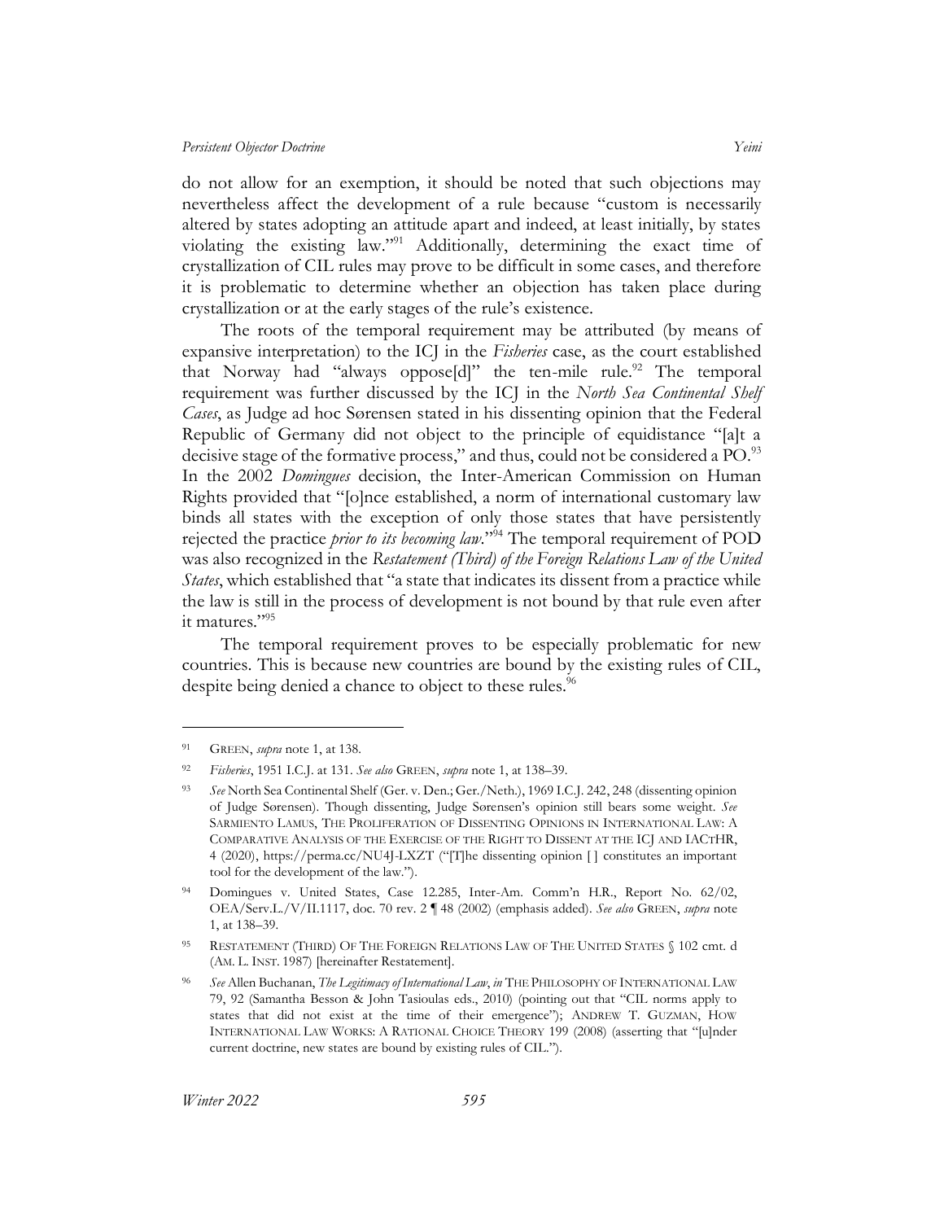do not allow for an exemption, it should be noted that such objections may nevertheless affect the development of a rule because "custom is necessarily altered by states adopting an attitude apart and indeed, at least initially, by states violating the existing law."[91] Additionally, determining the exact time of crystallization of CIL rules may prove to be difficult in some cases, and therefore it is problematic to determine whether an objection has taken place during crystallization or at the early stages of the rule's existence.

The roots of the temporal requirement may be attributed (by means of expansive interpretation) to the ICJ in the *Fisheries* case, as the court established that Norway had "always oppose[d]" the ten-mile rule.[92] The temporal requirement was further discussed by the ICJ in the *North Sea Continental Shelf Cases*, as Judge ad hoc Sørensen stated in his dissenting opinion that the Federal Republic of Germany did not object to the principle of equidistance "[a]t a decisive stage of the formative process," and thus, could not be considered a PO.[93] In the 2002 *Domingues* decision, the Inter-American Commission on Human Rights provided that "[o]nce established, a norm of international customary law binds all states with the exception of only those states that have persistently rejected the practice *prior to its becoming law*."[94] The temporal requirement of POD was also recognized in the *Restatement (Third) of the Foreign Relations Law of the United States*, which established that "a state that indicates its dissent from a practice while the law is still in the process of development is not bound by that rule even after it matures."[95]

The temporal requirement proves to be especially problematic for new countries. This is because new countries are bound by the existing rules of CIL, despite being denied a chance to object to these rules.[96]

---

[91] GREEN, *supra* note 1, at 138.

[92] *Fisheries*, 1951 I.C.J. at 131. *See also* GREEN, *supra* note 1, at 138–39.

[93] *See* North Sea Continental Shelf (Ger. v. Den.; Ger./Neth.), 1969 I.C.J. 242, 248 (dissenting opinion of Judge Sørensen). Though dissenting, Judge Sørensen's opinion still bears some weight. *See* SARMIENTO LAMUS, THE PROLIFERATION OF DISSENTING OPINIONS IN INTERNATIONAL LAW: A COMPARATIVE ANALYSIS OF THE EXERCISE OF THE RIGHT TO DISSENT AT THE ICJ AND IACTHR, 4 (2020), https://perma.cc/NU4J-LXZT ("[T]he dissenting opinion [ ] constitutes an important tool for the development of the law.").

[94] Domingues v. United States, Case 12.285, Inter-Am. Comm'n H.R., Report No. 62/02, OEA/Serv.L./V/II.1117, doc. 70 rev. 2 ¶ 48 (2002) (emphasis added). *See also* GREEN, *supra* note 1, at 138–39.

[95] RESTATEMENT (THIRD) OF THE FOREIGN RELATIONS LAW OF THE UNITED STATES § 102 cmt. d (AM. L. INST. 1987) [hereinafter Restatement].

[96] *See* Allen Buchanan, *The Legitimacy of International Law*, *in* THE PHILOSOPHY OF INTERNATIONAL LAW 79, 92 (Samantha Besson & John Tasioulas eds., 2010) (pointing out that "CIL norms apply to states that did not exist at the time of their emergence"); ANDREW T. GUZMAN, HOW INTERNATIONAL LAW WORKS: A RATIONAL CHOICE THEORY 199 (2008) (asserting that "[u]nder current doctrine, new states are bound by existing rules of CIL.").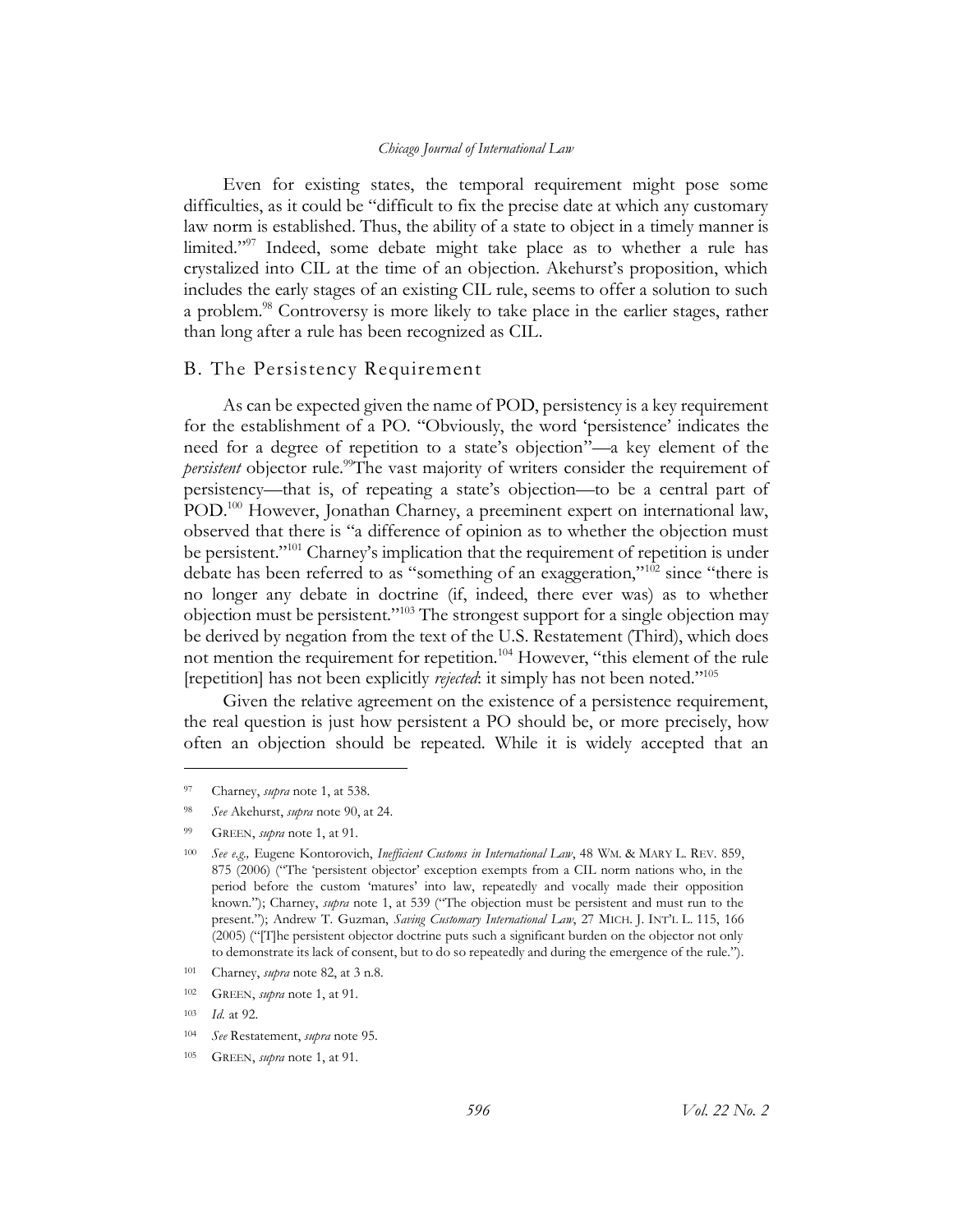Even for existing states, the temporal requirement might pose some difficulties, as it could be "difficult to fix the precise date at which any customary law norm is established. Thus, the ability of a state to object in a timely manner is limited."[97] Indeed, some debate might take place as to whether a rule has crystalized into CIL at the time of an objection. Akehurst's proposition, which includes the early stages of an existing CIL rule, seems to offer a solution to such a problem.[98] Controversy is more likely to take place in the earlier stages, rather than long after a rule has been recognized as CIL.

## B. The Persistency Requirement

As can be expected given the name of POD, persistency is a key requirement for the establishment of a PO. "Obviously, the word 'persistence' indicates the need for a degree of repetition to a state's objection"—a key element of the *persistent* objector rule.[99]The vast majority of writers consider the requirement of persistency—that is, of repeating a state's objection—to be a central part of POD.[100] However, Jonathan Charney, a preeminent expert on international law, observed that there is "a difference of opinion as to whether the objection must be persistent."[101] Charney's implication that the requirement of repetition is under debate has been referred to as "something of an exaggeration,"[102] since "there is no longer any debate in doctrine (if, indeed, there ever was) as to whether objection must be persistent."[103] The strongest support for a single objection may be derived by negation from the text of the U.S. Restatement (Third), which does not mention the requirement for repetition.[104] However, "this element of the rule [repetition] has not been explicitly *rejected*: it simply has not been noted."[105]

Given the relative agreement on the existence of a persistence requirement, the real question is just how persistent a PO should be, or more precisely, how often an objection should be repeated. While it is widely accepted that an

---

[97] Charney, *supra* note 1, at 538.

[98] *See* Akehurst, *supra* note 90, at 24.

[99] GREEN, *supra* note 1, at 91.

[100] *See e.g.,* Eugene Kontorovich, *Inefficient Customs in International Law*, 48 WM. & MARY L. REV. 859, 875 (2006) ("The 'persistent objector' exception exempts from a CIL norm nations who, in the period before the custom 'matures' into law, repeatedly and vocally made their opposition known."); Charney, *supra* note 1, at 539 ("The objection must be persistent and must run to the present."); Andrew T. Guzman, *Saving Customary International Law*, 27 MICH. J. INT'L L. 115, 166 (2005) ("[T]he persistent objector doctrine puts such a significant burden on the objector not only to demonstrate its lack of consent, but to do so repeatedly and during the emergence of the rule.").

[101] Charney, *supra* note 82, at 3 n.8.

[102] GREEN, *supra* note 1, at 91.

[103] *Id.* at 92.

[104] *See* Restatement, *supra* note 95.

[105] GREEN, *supra* note 1, at 91.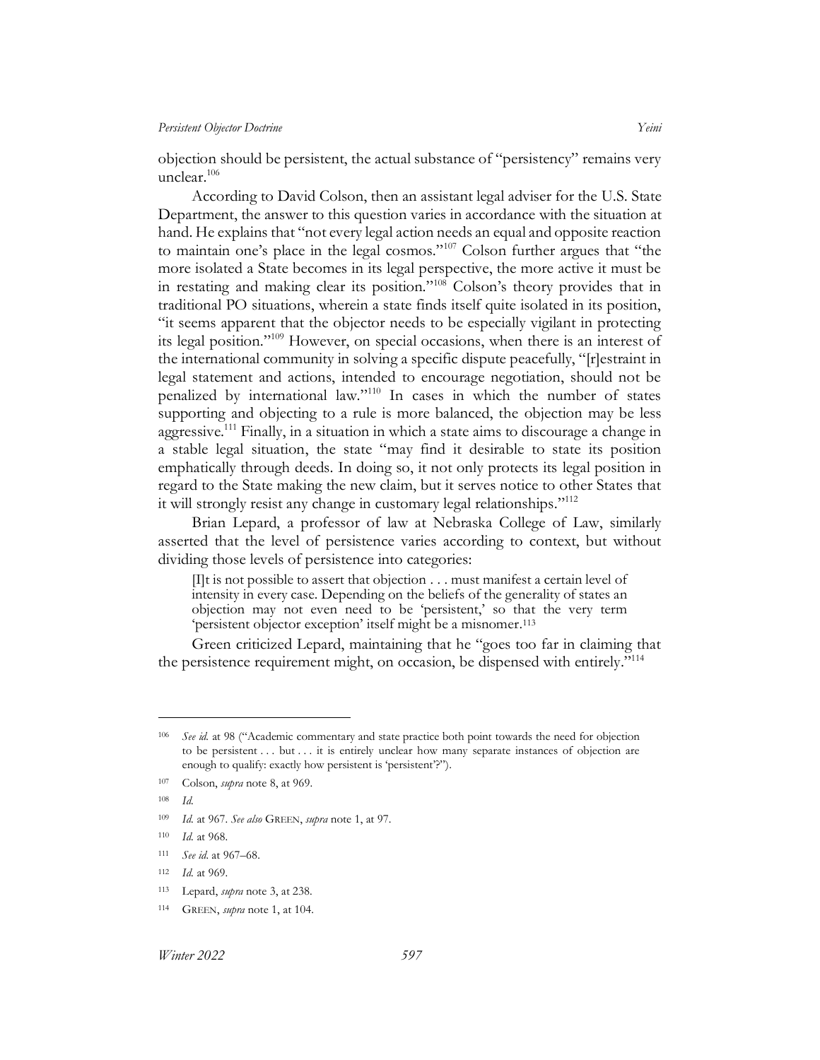objection should be persistent, the actual substance of "persistency" remains very unclear.[106]

According to David Colson, then an assistant legal adviser for the U.S. State Department, the answer to this question varies in accordance with the situation at hand. He explains that "not every legal action needs an equal and opposite reaction to maintain one's place in the legal cosmos."[107] Colson further argues that "the more isolated a State becomes in its legal perspective, the more active it must be in restating and making clear its position."[108] Colson's theory provides that in traditional PO situations, wherein a state finds itself quite isolated in its position, "it seems apparent that the objector needs to be especially vigilant in protecting its legal position."[109] However, on special occasions, when there is an interest of the international community in solving a specific dispute peacefully, "[r]estraint in legal statement and actions, intended to encourage negotiation, should not be penalized by international law."[110] In cases in which the number of states supporting and objecting to a rule is more balanced, the objection may be less aggressive.[111] Finally, in a situation in which a state aims to discourage a change in a stable legal situation, the state "may find it desirable to state its position emphatically through deeds. In doing so, it not only protects its legal position in regard to the State making the new claim, but it serves notice to other States that it will strongly resist any change in customary legal relationships."[112]

Brian Lepard, a professor of law at Nebraska College of Law, similarly asserted that the level of persistence varies according to context, but without dividing those levels of persistence into categories:

> [I]t is not possible to assert that objection . . . must manifest a certain level of intensity in every case. Depending on the beliefs of the generality of states an objection may not even need to be 'persistent,' so that the very term 'persistent objector exception' itself might be a misnomer.[113]

Green criticized Lepard, maintaining that he "goes too far in claiming that the persistence requirement might, on occasion, be dispensed with entirely."[114]

---

[106] *See id.* at 98 ("Academic commentary and state practice both point towards the need for objection to be persistent . . . but . . . it is entirely unclear how many separate instances of objection are enough to qualify: exactly how persistent is 'persistent'?").

[107] Colson, *supra* note 8, at 969.

[108] *Id.*

[109] *Id.* at 967. *See also* GREEN, *supra* note 1, at 97.

[110] *Id.* at 968.

[111] *See id.* at 967–68.

[112] *Id.* at 969.

[113] Lepard, *supra* note 3, at 238.

[114] GREEN, *supra* note 1, at 104.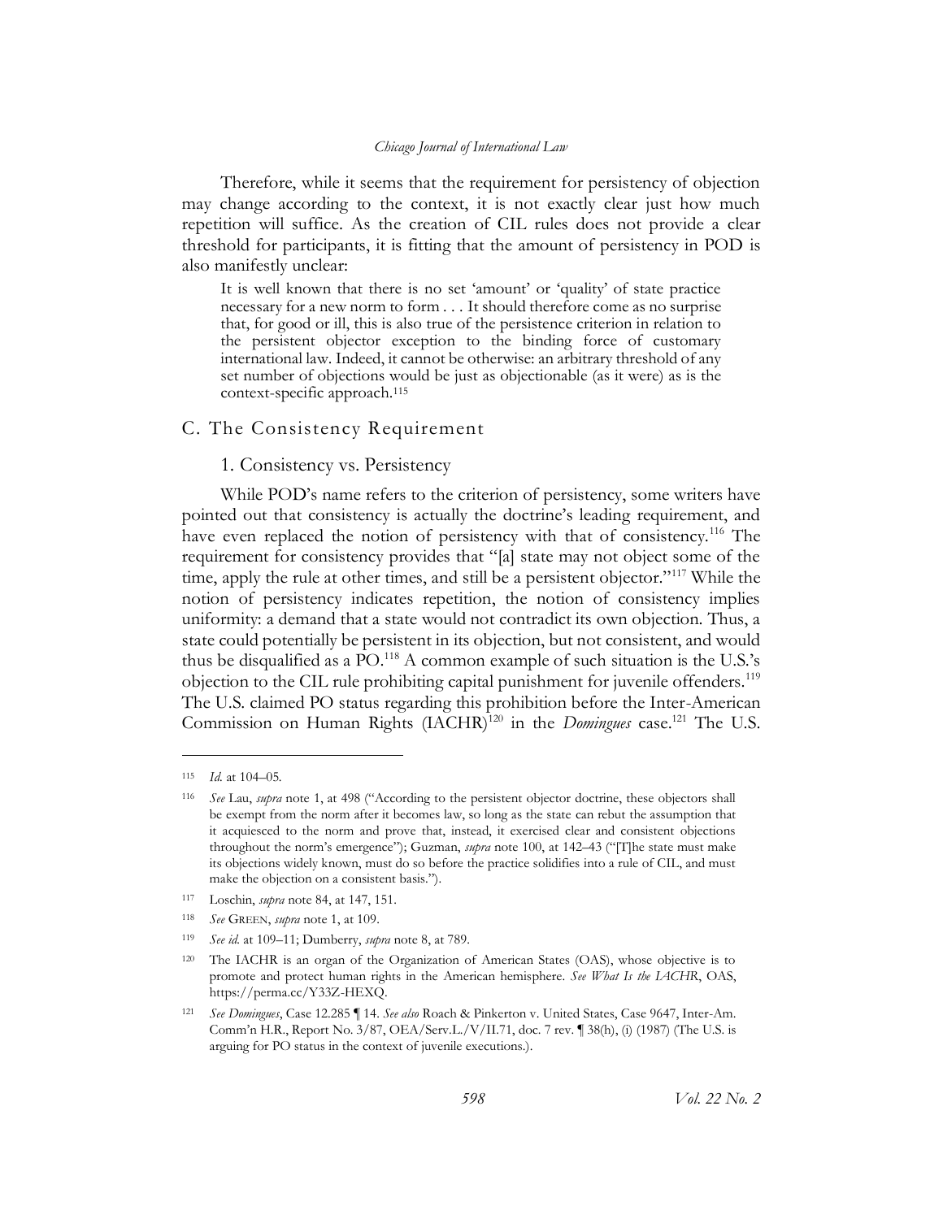Therefore, while it seems that the requirement for persistency of objection may change according to the context, it is not exactly clear just how much repetition will suffice. As the creation of CIL rules does not provide a clear threshold for participants, it is fitting that the amount of persistency in POD is also manifestly unclear:

> It is well known that there is no set 'amount' or 'quality' of state practice necessary for a new norm to form . . . It should therefore come as no surprise that, for good or ill, this is also true of the persistence criterion in relation to the persistent objector exception to the binding force of customary international law. Indeed, it cannot be otherwise: an arbitrary threshold of any set number of objections would be just as objectionable (as it were) as is the context-specific approach.[115]

## C. The Consistency Requirement

### 1. Consistency vs. Persistency

While POD's name refers to the criterion of persistency, some writers have pointed out that consistency is actually the doctrine's leading requirement, and have even replaced the notion of persistency with that of consistency.[116] The requirement for consistency provides that "[a] state may not object some of the time, apply the rule at other times, and still be a persistent objector."[117] While the notion of persistency indicates repetition, the notion of consistency implies uniformity: a demand that a state would not contradict its own objection. Thus, a state could potentially be persistent in its objection, but not consistent, and would thus be disqualified as a PO.[118] A common example of such situation is the U.S.'s objection to the CIL rule prohibiting capital punishment for juvenile offenders.[119] The U.S. claimed PO status regarding this prohibition before the Inter-American Commission on Human Rights (IACHR)[120] in the *Domingues* case.[121] The U.S.

---

[115] *Id.* at 104–05.

[116] *See* Lau, *supra* note 1, at 498 ("According to the persistent objector doctrine, these objectors shall be exempt from the norm after it becomes law, so long as the state can rebut the assumption that it acquiesced to the norm and prove that, instead, it exercised clear and consistent objections throughout the norm's emergence"); Guzman, *supra* note 100, at 142–43 ("[T]he state must make its objections widely known, must do so before the practice solidifies into a rule of CIL, and must make the objection on a consistent basis.").

[117] Loschin, *supra* note 84, at 147, 151.

[118] *See* GREEN, *supra* note 1, at 109.

[119] *See id.* at 109–11; Dumberry, *supra* note 8, at 789.

[120] The IACHR is an organ of the Organization of American States (OAS), whose objective is to promote and protect human rights in the American hemisphere. *See What Is the IACHR*, OAS, https://perma.cc/Y33Z-HEXQ.

[121] *See Domingues*, Case 12.285 ¶ 14. *See also* Roach & Pinkerton v. United States, Case 9647, Inter-Am. Comm'n H.R., Report No. 3/87, OEA/Serv.L./V/II.71, doc. 7 rev. ¶ 38(h), (i) (1987) (The U.S. is arguing for PO status in the context of juvenile executions.).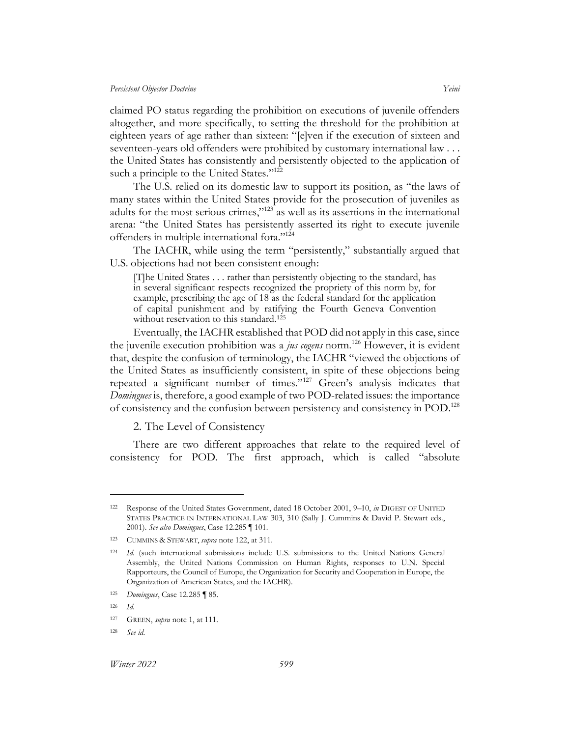claimed PO status regarding the prohibition on executions of juvenile offenders altogether, and more specifically, to setting the threshold for the prohibition at eighteen years of age rather than sixteen: "[e]ven if the execution of sixteen and seventeen-years old offenders were prohibited by customary international law . . . the United States has consistently and persistently objected to the application of such a principle to the United States."[122]

The U.S. relied on its domestic law to support its position, as "the laws of many states within the United States provide for the prosecution of juveniles as adults for the most serious crimes,"[123] as well as its assertions in the international arena: "the United States has persistently asserted its right to execute juvenile offenders in multiple international fora."[124]

The IACHR, while using the term "persistently," substantially argued that U.S. objections had not been consistent enough:

> [T]he United States . . . rather than persistently objecting to the standard, has in several significant respects recognized the propriety of this norm by, for example, prescribing the age of 18 as the federal standard for the application of capital punishment and by ratifying the Fourth Geneva Convention without reservation to this standard.[125]

Eventually, the IACHR established that POD did not apply in this case, since the juvenile execution prohibition was a *jus cogens* norm.[126] However, it is evident that, despite the confusion of terminology, the IACHR "viewed the objections of the United States as insufficiently consistent, in spite of these objections being repeated a significant number of times."[127] Green's analysis indicates that *Domingues* is, therefore, a good example of two POD-related issues: the importance of consistency and the confusion between persistency and consistency in POD.[128]

### 2. The Level of Consistency

There are two different approaches that relate to the required level of consistency for POD. The first approach, which is called "absolute

---

[122] Response of the United States Government, dated 18 October 2001, 9–10, *in* DIGEST OF UNITED STATES PRACTICE IN INTERNATIONAL LAW 303, 310 (Sally J. Cummins & David P. Stewart eds., 2001). *See also Domingues*, Case 12.285 ¶ 101.

[123] CUMMINS & STEWART, *supra* note 122, at 311.

[124] *Id.* (such international submissions include U.S. submissions to the United Nations General Assembly, the United Nations Commission on Human Rights, responses to U.N. Special Rapporteurs, the Council of Europe, the Organization for Security and Cooperation in Europe, the Organization of American States, and the IACHR).

[125] *Domingues*, Case 12.285 ¶ 85.

[126] *Id.*

[127] GREEN, *supra* note 1, at 111.

[128] *See id.*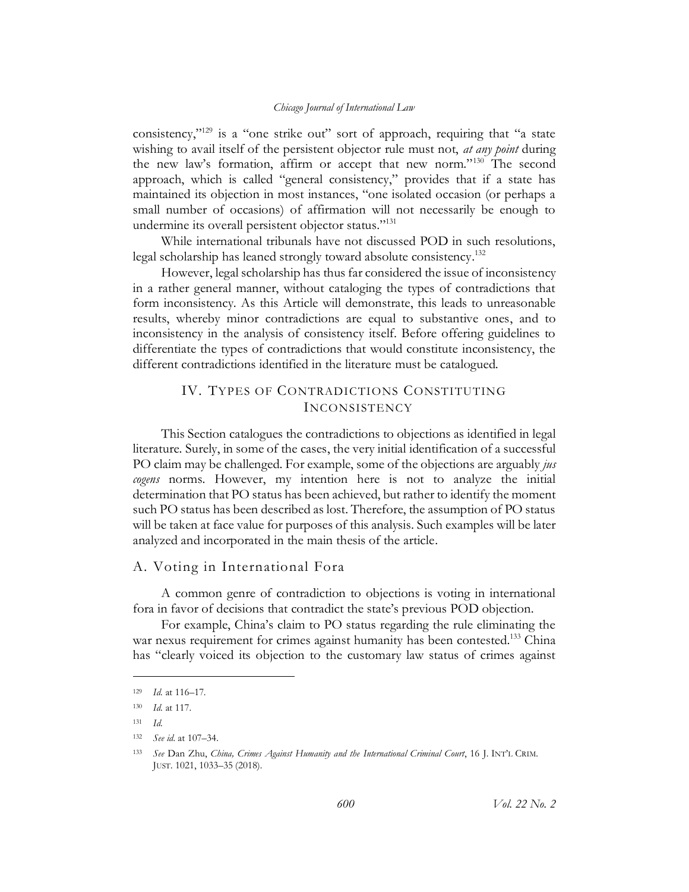consistency,"[129] is a "one strike out" sort of approach, requiring that "a state wishing to avail itself of the persistent objector rule must not, *at any point* during the new law's formation, affirm or accept that new norm."[130] The second approach, which is called "general consistency," provides that if a state has maintained its objection in most instances, "one isolated occasion (or perhaps a small number of occasions) of affirmation will not necessarily be enough to undermine its overall persistent objector status."[131]

While international tribunals have not discussed POD in such resolutions, legal scholarship has leaned strongly toward absolute consistency.[132]

However, legal scholarship has thus far considered the issue of inconsistency in a rather general manner, without cataloging the types of contradictions that form inconsistency. As this Article will demonstrate, this leads to unreasonable results, whereby minor contradictions are equal to substantive ones, and to inconsistency in the analysis of consistency itself. Before offering guidelines to differentiate the types of contradictions that would constitute inconsistency, the different contradictions identified in the literature must be catalogued.

## IV. Types of Contradictions Constituting Inconsistency

This Section catalogues the contradictions to objections as identified in legal literature. Surely, in some of the cases, the very initial identification of a successful PO claim may be challenged. For example, some of the objections are arguably *jus cogens* norms. However, my intention here is not to analyze the initial determination that PO status has been achieved, but rather to identify the moment such PO status has been described as lost. Therefore, the assumption of PO status will be taken at face value for purposes of this analysis. Such examples will be later analyzed and incorporated in the main thesis of the article.

### A. Voting in International Fora

A common genre of contradiction to objections is voting in international fora in favor of decisions that contradict the state's previous POD objection.

For example, China's claim to PO status regarding the rule eliminating the war nexus requirement for crimes against humanity has been contested.[133] China has "clearly voiced its objection to the customary law status of crimes against

---

[129] *Id.* at 116–17.

[130] *Id.* at 117.

[131] *Id.*

[132] *See id.* at 107–34.

[133] *See* Dan Zhu, *China, Crimes Against Humanity and the International Criminal Court*, 16 J. INT'L CRIM. JUST. 1021, 1033–35 (2018).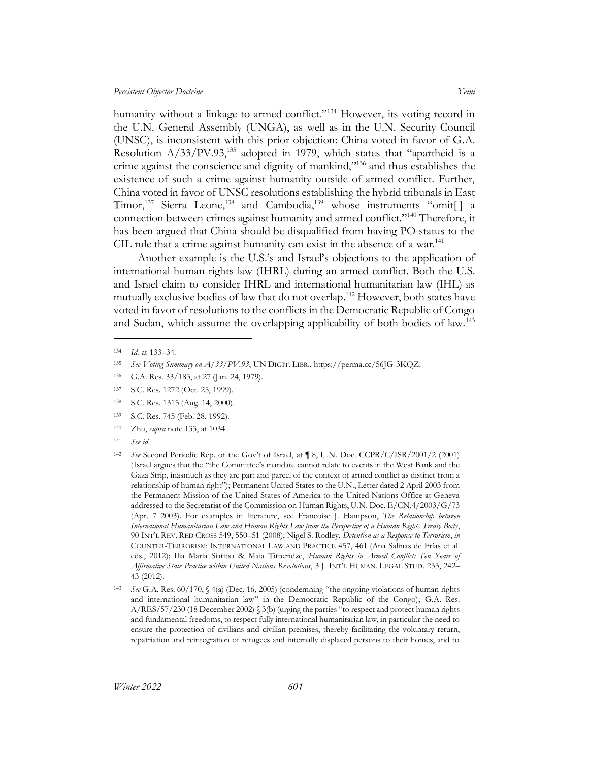humanity without a linkage to armed conflict."[134] However, its voting record in the U.N. General Assembly (UNGA), as well as in the U.N. Security Council (UNSC), is inconsistent with this prior objection: China voted in favor of G.A. Resolution A/33/PV.93,[135] adopted in 1979, which states that "apartheid is a crime against the conscience and dignity of mankind,"[136] and thus establishes the existence of such a crime against humanity outside of armed conflict. Further, China voted in favor of UNSC resolutions establishing the hybrid tribunals in East Timor,[137] Sierra Leone,[138] and Cambodia,[139] whose instruments "omit[] a connection between crimes against humanity and armed conflict."[140] Therefore, it has been argued that China should be disqualified from having PO status to the CIL rule that a crime against humanity can exist in the absence of a war.[141]

Another example is the U.S.'s and Israel's objections to the application of international human rights law (IHRL) during an armed conflict. Both the U.S. and Israel claim to consider IHRL and international humanitarian law (IHL) as mutually exclusive bodies of law that do not overlap.[142] However, both states have voted in favor of resolutions to the conflicts in the Democratic Republic of Congo and Sudan, which assume the overlapping applicability of both bodies of law.[143]

---

[134] *Id.* at 133–34.

[135] *See Voting Summary on A/33/PV.93*, UN DIGIT. LIBR., https://perma.cc/56JG-3KQZ.

[136] G.A. Res. 33/183, at 27 (Jan. 24, 1979).

[137] S.C. Res. 1272 (Oct. 25, 1999).

[138] S.C. Res. 1315 (Aug. 14, 2000).

[139] S.C. Res. 745 (Feb. 28, 1992).

[140] Zhu, *supra* note 133, at 1034.

[141] *See id.*

[142] *See* Second Periodic Rep. of the Gov't of Israel, at ¶ 8, U.N. Doc. CCPR/C/ISR/2001/2 (2001) (Israel argues that the "the Committee's mandate cannot relate to events in the West Bank and the Gaza Strip, inasmuch as they are part and parcel of the context of armed conflict as distinct from a relationship of human right"); Permanent United States to the U.N., Letter dated 2 April 2003 from the Permanent Mission of the United States of America to the United Nations Office at Geneva addressed to the Secretariat of the Commission on Human Rights, U.N. Doc. E/CN.4/2003/G/73 (Apr. 7 2003). For examples in literature, see Francoise J. Hampson, *The Relationship between International Humanitarian Law and Human Rights Law from the Perspective of a Human Rights Treaty Body*, 90 INT'L REV. RED CROSS 549, 550–51 (2008); Nigel S. Rodley, *Detention as a Response to Terrorism*, *in* COUNTER-TERRORISM: INTERNATIONAL LAW AND PRACTICE 457, 461 (Ana Salinas de Frías et al. eds., 2012); Ilia Maria Siatitsa & Maia Titberidze, *Human Rights in Armed Conflict: Ten Years of Affirmative State Practice within United Nations Resolutions*, 3 J. INT'L HUMAN. LEGAL STUD. 233, 242–43 (2012).

[143] *See* G.A. Res. 60/170, § 4(a) (Dec. 16, 2005) (condemning "the ongoing violations of human rights and international humanitarian law" in the Democratic Republic of the Congo); G.A. Res. A/RES/57/230 (18 December 2002) § 3(b) (urging the parties "to respect and protect human rights and fundamental freedoms, to respect fully international humanitarian law, in particular the need to ensure the protection of civilians and civilian premises, thereby facilitating the voluntary return, repatriation and reintegration of refugees and internally displaced persons to their homes, and to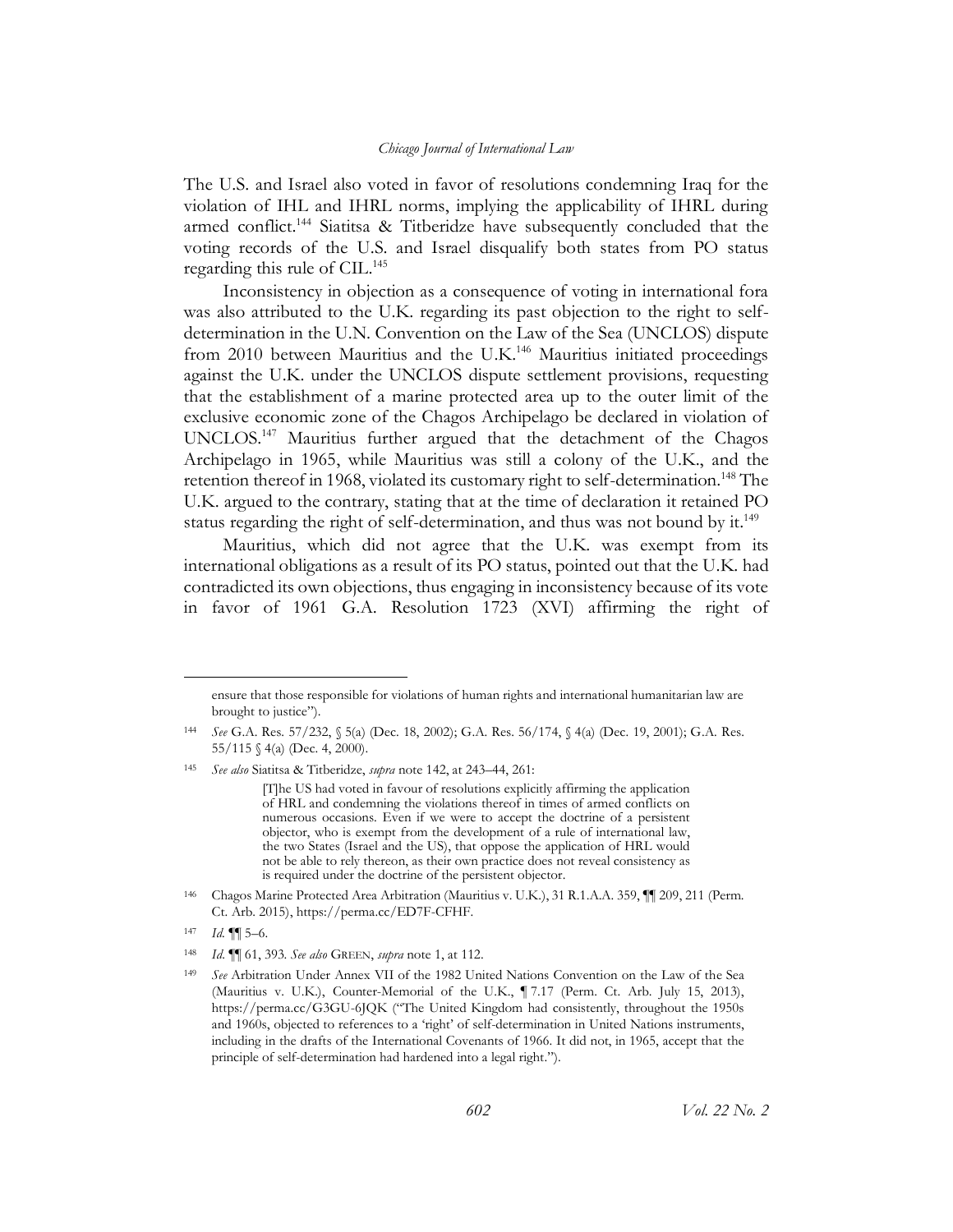The U.S. and Israel also voted in favor of resolutions condemning Iraq for the violation of IHL and IHRL norms, implying the applicability of IHRL during armed conflict.[144] Siatitsa & Titberidze have subsequently concluded that the voting records of the U.S. and Israel disqualify both states from PO status regarding this rule of CIL.[145]

Inconsistency in objection as a consequence of voting in international fora was also attributed to the U.K. regarding its past objection to the right to self-determination in the U.N. Convention on the Law of the Sea (UNCLOS) dispute from 2010 between Mauritius and the U.K.[146] Mauritius initiated proceedings against the U.K. under the UNCLOS dispute settlement provisions, requesting that the establishment of a marine protected area up to the outer limit of the exclusive economic zone of the Chagos Archipelago be declared in violation of UNCLOS.[147] Mauritius further argued that the detachment of the Chagos Archipelago in 1965, while Mauritius was still a colony of the U.K., and the retention thereof in 1968, violated its customary right to self-determination.[148] The U.K. argued to the contrary, stating that at the time of declaration it retained PO status regarding the right of self-determination, and thus was not bound by it.[149]

Mauritius, which did not agree that the U.K. was exempt from its international obligations as a result of its PO status, pointed out that the U.K. had contradicted its own objections, thus engaging in inconsistency because of its vote in favor of 1961 G.A. Resolution 1723 (XVI) affirming the right of

---

ensure that those responsible for violations of human rights and international humanitarian law are brought to justice").

[144] *See* G.A. Res. 57/232, § 5(a) (Dec. 18, 2002); G.A. Res. 56/174, § 4(a) (Dec. 19, 2001); G.A. Res. 55/115 § 4(a) (Dec. 4, 2000).

[145] *See also* Siatitsa & Titberidze, *supra* note 142, at 243–44, 261:

> [T]he US had voted in favour of resolutions explicitly affirming the application of HRL and condemning the violations thereof in times of armed conflicts on numerous occasions. Even if we were to accept the doctrine of a persistent objector, who is exempt from the development of a rule of international law, the two States (Israel and the US), that oppose the application of HRL would not be able to rely thereon, as their own practice does not reveal consistency as is required under the doctrine of the persistent objector.

[146] Chagos Marine Protected Area Arbitration (Mauritius v. U.K.), 31 R.I.A.A. 359, ¶¶ 209, 211 (Perm. Ct. Arb. 2015), https://perma.cc/ED7F-CFHF.

[147] *Id.* ¶¶ 5–6.

[148] *Id.* ¶¶ 61, 393. *See also* GREEN, *supra* note 1, at 112.

[149] *See* Arbitration Under Annex VII of the 1982 United Nations Convention on the Law of the Sea (Mauritius v. U.K.), Counter-Memorial of the U.K., ¶ 7.17 (Perm. Ct. Arb. July 15, 2013), https://perma.cc/G3GU-6JQK ("The United Kingdom had consistently, throughout the 1950s and 1960s, objected to references to a 'right' of self-determination in United Nations instruments, including in the drafts of the International Covenants of 1966. It did not, in 1965, accept that the principle of self-determination had hardened into a legal right.").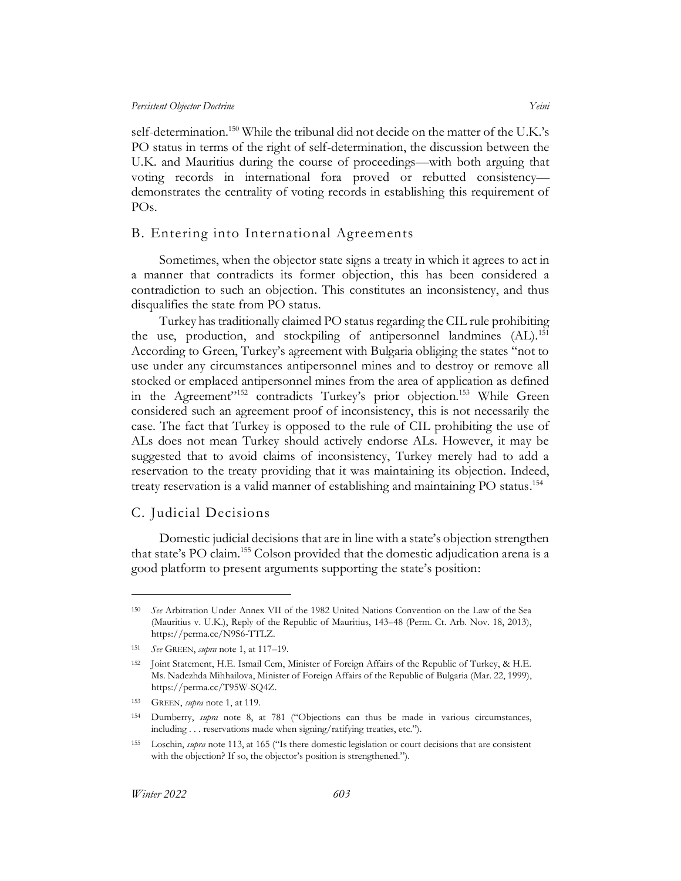self-determination.[150] While the tribunal did not decide on the matter of the U.K.'s PO status in terms of the right of self-determination, the discussion between the U.K. and Mauritius during the course of proceedings—with both arguing that voting records in international fora proved or rebutted consistency—demonstrates the centrality of voting records in establishing this requirement of POs.

## B. Entering into International Agreements

Sometimes, when the objector state signs a treaty in which it agrees to act in a manner that contradicts its former objection, this has been considered a contradiction to such an objection. This constitutes an inconsistency, and thus disqualifies the state from PO status.

Turkey has traditionally claimed PO status regarding the CIL rule prohibiting the use, production, and stockpiling of antipersonnel landmines (AL).[151] According to Green, Turkey's agreement with Bulgaria obliging the states "not to use under any circumstances antipersonnel mines and to destroy or remove all stocked or emplaced antipersonnel mines from the area of application as defined in the Agreement"[152] contradicts Turkey's prior objection.[153] While Green considered such an agreement proof of inconsistency, this is not necessarily the case. The fact that Turkey is opposed to the rule of CIL prohibiting the use of ALs does not mean Turkey should actively endorse ALs. However, it may be suggested that to avoid claims of inconsistency, Turkey merely had to add a reservation to the treaty providing that it was maintaining its objection. Indeed, treaty reservation is a valid manner of establishing and maintaining PO status.[154]

## C. Judicial Decisions

Domestic judicial decisions that are in line with a state's objection strengthen that state's PO claim.[155] Colson provided that the domestic adjudication arena is a good platform to present arguments supporting the state's position:

---

[150] *See* Arbitration Under Annex VII of the 1982 United Nations Convention on the Law of the Sea (Mauritius v. U.K.), Reply of the Republic of Mauritius, 143–48 (Perm. Ct. Arb. Nov. 18, 2013), https://perma.cc/N9S6-TTLZ.

[151] *See* GREEN, *supra* note 1, at 117–19.

[152] Joint Statement, H.E. Ismail Cem, Minister of Foreign Affairs of the Republic of Turkey, & H.E. Ms. Nadezhda Mihhailova, Minister of Foreign Affairs of the Republic of Bulgaria (Mar. 22, 1999), https://perma.cc/T95W-SQ4Z.

[153] GREEN, *supra* note 1, at 119.

[154] Dumberry, *supra* note 8, at 781 ("Objections can thus be made in various circumstances, including . . . reservations made when signing/ratifying treaties, etc.").

[155] Loschin, *supra* note 113, at 165 ("Is there domestic legislation or court decisions that are consistent with the objection? If so, the objector's position is strengthened.").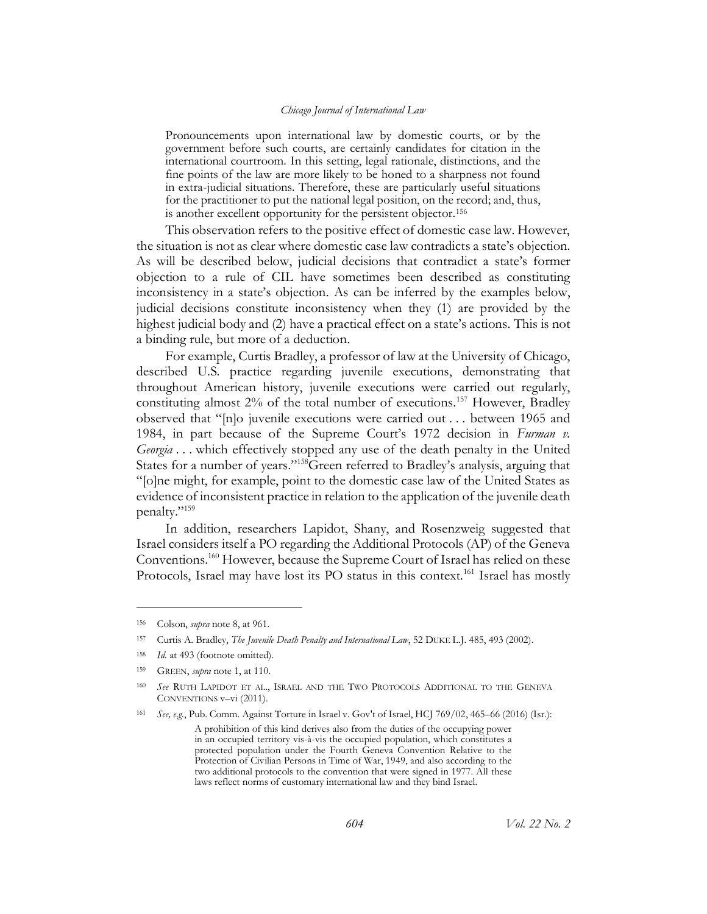> Pronouncements upon international law by domestic courts, or by the government before such courts, are certainly candidates for citation in the international courtroom. In this setting, legal rationale, distinctions, and the fine points of the law are more likely to be honed to a sharpness not found in extra-judicial situations. Therefore, these are particularly useful situations for the practitioner to put the national legal position, on the record; and, thus, is another excellent opportunity for the persistent objector.[156]

This observation refers to the positive effect of domestic case law. However, the situation is not as clear where domestic case law contradicts a state's objection. As will be described below, judicial decisions that contradict a state's former objection to a rule of CIL have sometimes been described as constituting inconsistency in a state's objection. As can be inferred by the examples below, judicial decisions constitute inconsistency when they (1) are provided by the highest judicial body and (2) have a practical effect on a state's actions. This is not a binding rule, but more of a deduction.

For example, Curtis Bradley, a professor of law at the University of Chicago, described U.S. practice regarding juvenile executions, demonstrating that throughout American history, juvenile executions were carried out regularly, constituting almost 2% of the total number of executions.[157] However, Bradley observed that "[n]o juvenile executions were carried out . . . between 1965 and 1984, in part because of the Supreme Court's 1972 decision in *Furman v. Georgia* . . . which effectively stopped any use of the death penalty in the United States for a number of years."[158] Green referred to Bradley's analysis, arguing that "[o]ne might, for example, point to the domestic case law of the United States as evidence of inconsistent practice in relation to the application of the juvenile death penalty."[159]

In addition, researchers Lapidot, Shany, and Rosenzweig suggested that Israel considers itself a PO regarding the Additional Protocols (AP) of the Geneva Conventions.[160] However, because the Supreme Court of Israel has relied on these Protocols, Israel may have lost its PO status in this context.[161] Israel has mostly

---

156 Colson, *supra* note 8, at 961.

157 Curtis A. Bradley, *The Juvenile Death Penalty and International Law*, 52 DUKE L.J. 485, 493 (2002).

158 *Id.* at 493 (footnote omitted).

159 GREEN, *supra* note 1, at 110.

160 *See* RUTH LAPIDOT ET AL., ISRAEL AND THE TWO PROTOCOLS ADDITIONAL TO THE GENEVA CONVENTIONS v–vi (2011).

161 *See, e.g.*, Pub. Comm. Against Torture in Israel v. Gov't of Israel, HCJ 769/02, 465–66 (2016) (Isr.):

> A prohibition of this kind derives also from the duties of the occupying power in an occupied territory vis-à-vis the occupied population, which constitutes a protected population under the Fourth Geneva Convention Relative to the Protection of Civilian Persons in Time of War, 1949, and also according to the two additional protocols to the convention that were signed in 1977. All these laws reflect norms of customary international law and they bind Israel.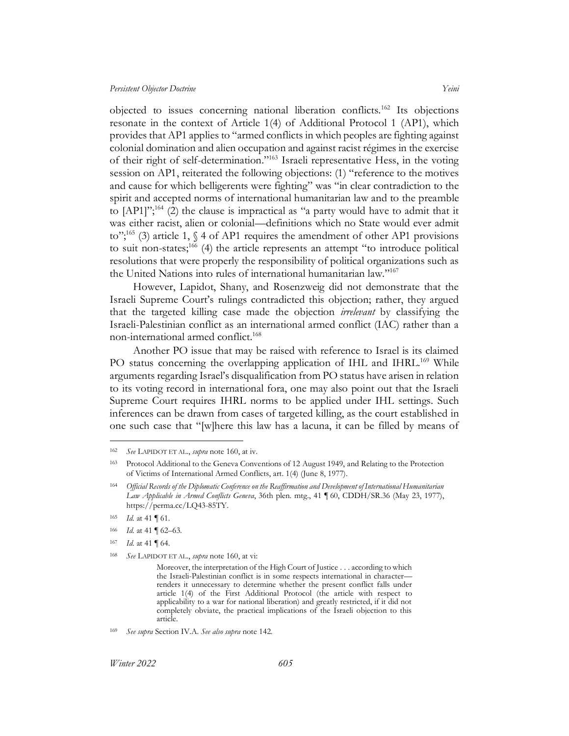objected to issues concerning national liberation conflicts.[162] Its objections resonate in the context of Article 1(4) of Additional Protocol 1 (AP1), which provides that AP1 applies to "armed conflicts in which peoples are fighting against colonial domination and alien occupation and against racist régimes in the exercise of their right of self-determination."[163] Israeli representative Hess, in the voting session on AP1, reiterated the following objections: (1) "reference to the motives and cause for which belligerents were fighting" was "in clear contradiction to the spirit and accepted norms of international humanitarian law and to the preamble to [AP1]";[164] (2) the clause is impractical as "a party would have to admit that it was either racist, alien or colonial—definitions which no State would ever admit to";[165] (3) article 1, § 4 of AP1 requires the amendment of other AP1 provisions to suit non-states;[166] (4) the article represents an attempt "to introduce political resolutions that were properly the responsibility of political organizations such as the United Nations into rules of international humanitarian law."[167]

However, Lapidot, Shany, and Rosenzweig did not demonstrate that the Israeli Supreme Court's rulings contradicted this objection; rather, they argued that the targeted killing case made the objection *irrelevant* by classifying the Israeli-Palestinian conflict as an international armed conflict (IAC) rather than a non-international armed conflict.[168]

Another PO issue that may be raised with reference to Israel is its claimed PO status concerning the overlapping application of IHL and IHRL.[169] While arguments regarding Israel's disqualification from PO status have arisen in relation to its voting record in international fora, one may also point out that the Israeli Supreme Court requires IHRL norms to be applied under IHL settings. Such inferences can be drawn from cases of targeted killing, as the court established in one such case that "[w]here this law has a lacuna, it can be filled by means of

---

[162] *See* LAPIDOT ET AL., *supra* note 160, at iv.

[163] Protocol Additional to the Geneva Conventions of 12 August 1949, and Relating to the Protection of Victims of International Armed Conflicts, art. 1(4) (June 8, 1977).

[164] *Official Records of the Diplomatic Conference on the Reaffirmation and Development of International Humanitarian Law Applicable in Armed Conflicts Geneva*, 36th plen. mtg., 41 ¶ 60, CDDH/SR.36 (May 23, 1977), https://perma.cc/LQ43-85TY.

[165] *Id.* at 41 ¶ 61.

[166] *Id.* at 41 ¶ 62–63.

[167] *Id.* at 41 ¶ 64.

[168] *See* LAPIDOT ET AL., *supra* note 160, at vi:

> Moreover, the interpretation of the High Court of Justice . . . according to which the Israeli-Palestinian conflict is in some respects international in character—renders it unnecessary to determine whether the present conflict falls under article 1(4) of the First Additional Protocol (the article with respect to applicability to a war for national liberation) and greatly restricted, if it did not completely obviate, the practical implications of the Israeli objection to this article.

[169] *See supra* Section IV.A. *See also supra* note 142.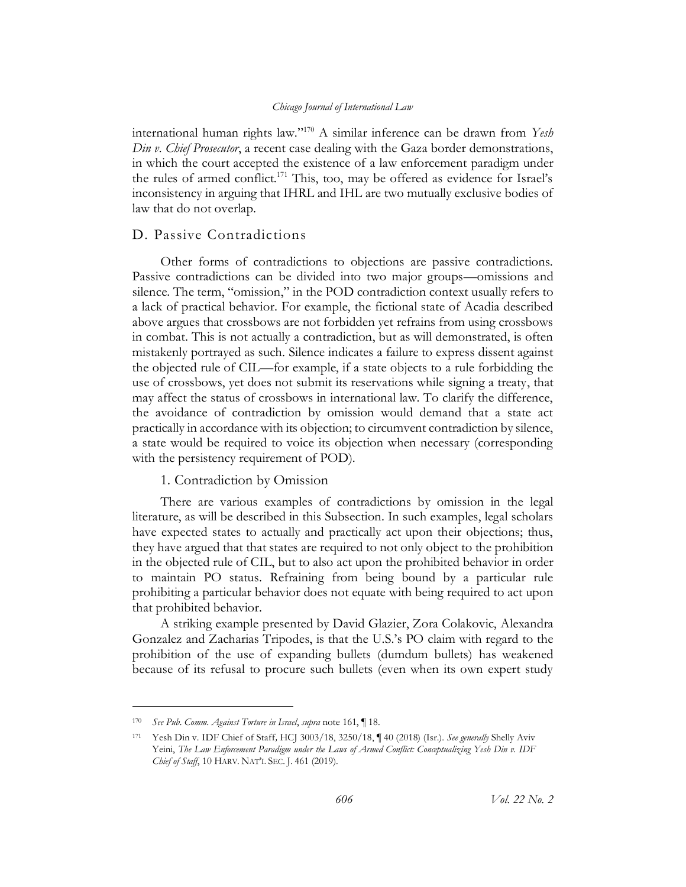international human rights law."[170] A similar inference can be drawn from *Yesh Din v. Chief Prosecutor*, a recent case dealing with the Gaza border demonstrations, in which the court accepted the existence of a law enforcement paradigm under the rules of armed conflict.[171] This, too, may be offered as evidence for Israel's inconsistency in arguing that IHRL and IHL are two mutually exclusive bodies of law that do not overlap.

### D. Passive Contradictions

Other forms of contradictions to objections are passive contradictions. Passive contradictions can be divided into two major groups—omissions and silence. The term, "omission," in the POD contradiction context usually refers to a lack of practical behavior. For example, the fictional state of Acadia described above argues that crossbows are not forbidden yet refrains from using crossbows in combat. This is not actually a contradiction, but as will demonstrated, is often mistakenly portrayed as such. Silence indicates a failure to express dissent against the objected rule of CIL—for example, if a state objects to a rule forbidding the use of crossbows, yet does not submit its reservations while signing a treaty, that may affect the status of crossbows in international law. To clarify the difference, the avoidance of contradiction by omission would demand that a state act practically in accordance with its objection; to circumvent contradiction by silence, a state would be required to voice its objection when necessary (corresponding with the persistency requirement of POD).

#### 1. Contradiction by Omission

There are various examples of contradictions by omission in the legal literature, as will be described in this Subsection. In such examples, legal scholars have expected states to actually and practically act upon their objections; thus, they have argued that that states are required to not only object to the prohibition in the objected rule of CIL, but to also act upon the prohibited behavior in order to maintain PO status. Refraining from being bound by a particular rule prohibiting a particular behavior does not equate with being required to act upon that prohibited behavior.

A striking example presented by David Glazier, Zora Colakovic, Alexandra Gonzalez and Zacharias Tripodes, is that the U.S.'s PO claim with regard to the prohibition of the use of expanding bullets (dumdum bullets) has weakened because of its refusal to procure such bullets (even when its own expert study

---

[170] *See Pub. Comm. Against Torture in Israel*, *supra* note 161, ¶ 18.

[171] Yesh Din v. IDF Chief of Staff, HCJ 3003/18, 3250/18, ¶ 40 (2018) (Isr.). *See generally* Shelly Aviv Yeini, *The Law Enforcement Paradigm under the Laws of Armed Conflict: Conceptualizing Yesh Din v. IDF Chief of Staff*, 10 HARV. NAT'L SEC. J. 461 (2019).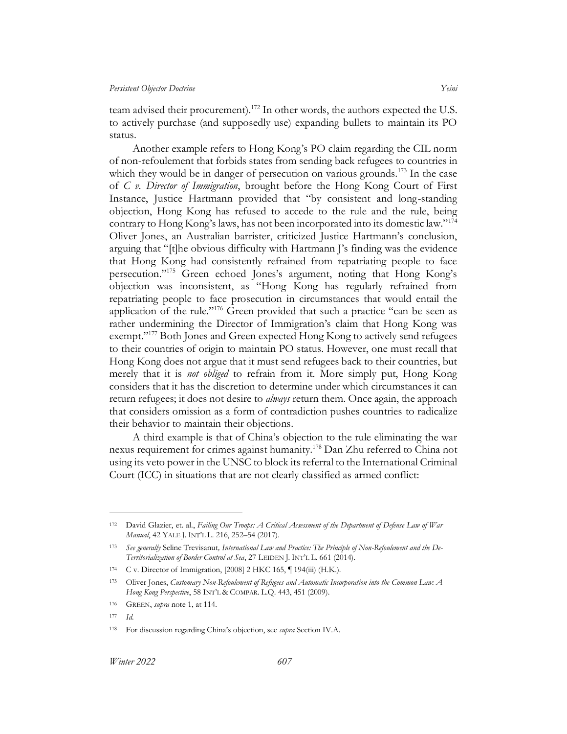team advised their procurement).[172] In other words, the authors expected the U.S. to actively purchase (and supposedly use) expanding bullets to maintain its PO status.

Another example refers to Hong Kong's PO claim regarding the CIL norm of non-refoulement that forbids states from sending back refugees to countries in which they would be in danger of persecution on various grounds.[173] In the case of *C v. Director of Immigration*, brought before the Hong Kong Court of First Instance, Justice Hartmann provided that "by consistent and long-standing objection, Hong Kong has refused to accede to the rule and the rule, being contrary to Hong Kong's laws, has not been incorporated into its domestic law."[174] Oliver Jones, an Australian barrister, criticized Justice Hartmann's conclusion, arguing that "[t]he obvious difficulty with Hartmann J's finding was the evidence that Hong Kong had consistently refrained from repatriating people to face persecution."[175] Green echoed Jones's argument, noting that Hong Kong's objection was inconsistent, as "Hong Kong has regularly refrained from repatriating people to face prosecution in circumstances that would entail the application of the rule."[176] Green provided that such a practice "can be seen as rather undermining the Director of Immigration's claim that Hong Kong was exempt."[177] Both Jones and Green expected Hong Kong to actively send refugees to their countries of origin to maintain PO status. However, one must recall that Hong Kong does not argue that it must send refugees back to their countries, but merely that it is *not obliged* to refrain from it. More simply put, Hong Kong considers that it has the discretion to determine under which circumstances it can return refugees; it does not desire to *always* return them. Once again, the approach that considers omission as a form of contradiction pushes countries to radicalize their behavior to maintain their objections.

A third example is that of China's objection to the rule eliminating the war nexus requirement for crimes against humanity.[178] Dan Zhu referred to China not using its veto power in the UNSC to block its referral to the International Criminal Court (ICC) in situations that are not clearly classified as armed conflict:

---

[172] David Glazier, et. al., *Failing Our Troops: A Critical Assessment of the Department of Defense Law of War Manual*, 42 YALE J. INT'L L. 216, 252–54 (2017).

[173] *See generally* Seline Trevisanut*, International Law and Practice: The Principle of Non-Refoulement and the De-Territorialization of Border Control at Sea*, 27 LEIDEN J. INT'L L. 661 (2014).

[174] C v. Director of Immigration, [2008] 2 HKC 165, ¶ 194(iii) (H.K.).

[175] Oliver Jones, *Customary Non-Refoulement of Refugees and Automatic Incorporation into the Common Law: A Hong Kong Perspective*, 58 INT'L & COMPAR. L.Q. 443, 451 (2009).

[176] GREEN, *supra* note 1, at 114.

[177] *Id.*

[178] For discussion regarding China's objection, see *supra* Section IV.A.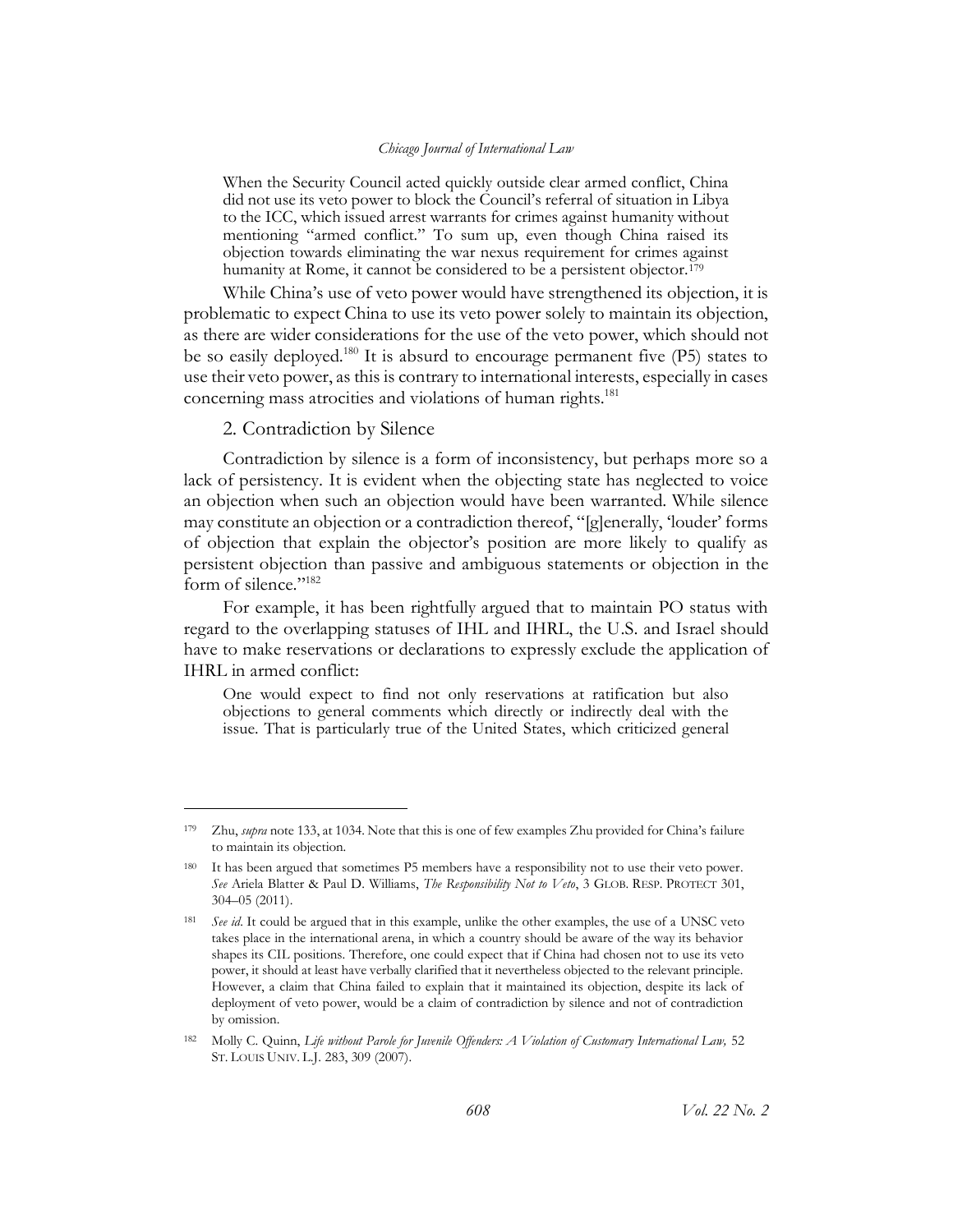> When the Security Council acted quickly outside clear armed conflict, China did not use its veto power to block the Council's referral of situation in Libya to the ICC, which issued arrest warrants for crimes against humanity without mentioning "armed conflict." To sum up, even though China raised its objection towards eliminating the war nexus requirement for crimes against humanity at Rome, it cannot be considered to be a persistent objector.[179]

While China's use of veto power would have strengthened its objection, it is problematic to expect China to use its veto power solely to maintain its objection, as there are wider considerations for the use of the veto power, which should not be so easily deployed.[180] It is absurd to encourage permanent five (P5) states to use their veto power, as this is contrary to international interests, especially in cases concerning mass atrocities and violations of human rights.[181]

### 2. Contradiction by Silence

Contradiction by silence is a form of inconsistency, but perhaps more so a lack of persistency. It is evident when the objecting state has neglected to voice an objection when such an objection would have been warranted. While silence may constitute an objection or a contradiction thereof, "[g]enerally, 'louder' forms of objection that explain the objector's position are more likely to qualify as persistent objection than passive and ambiguous statements or objection in the form of silence."[182]

For example, it has been rightfully argued that to maintain PO status with regard to the overlapping statuses of IHL and IHRL, the U.S. and Israel should have to make reservations or declarations to expressly exclude the application of IHRL in armed conflict:

> One would expect to find not only reservations at ratification but also objections to general comments which directly or indirectly deal with the issue. That is particularly true of the United States, which criticized general

---

[179] Zhu, *supra* note 133, at 1034. Note that this is one of few examples Zhu provided for China's failure to maintain its objection.

[180] It has been argued that sometimes P5 members have a responsibility not to use their veto power. *See* Ariela Blatter & Paul D. Williams, *The Responsibility Not to Veto*, 3 GLOB. RESP. PROTECT 301, 304–05 (2011).

[181] *See id*. It could be argued that in this example, unlike the other examples, the use of a UNSC veto takes place in the international arena, in which a country should be aware of the way its behavior shapes its CIL positions. Therefore, one could expect that if China had chosen not to use its veto power, it should at least have verbally clarified that it nevertheless objected to the relevant principle. However, a claim that China failed to explain that it maintained its objection, despite its lack of deployment of veto power, would be a claim of contradiction by silence and not of contradiction by omission.

[182] Molly C. Quinn, *Life without Parole for Juvenile Offenders: A Violation of Customary International Law,* 52 ST. LOUIS UNIV. L.J. 283, 309 (2007).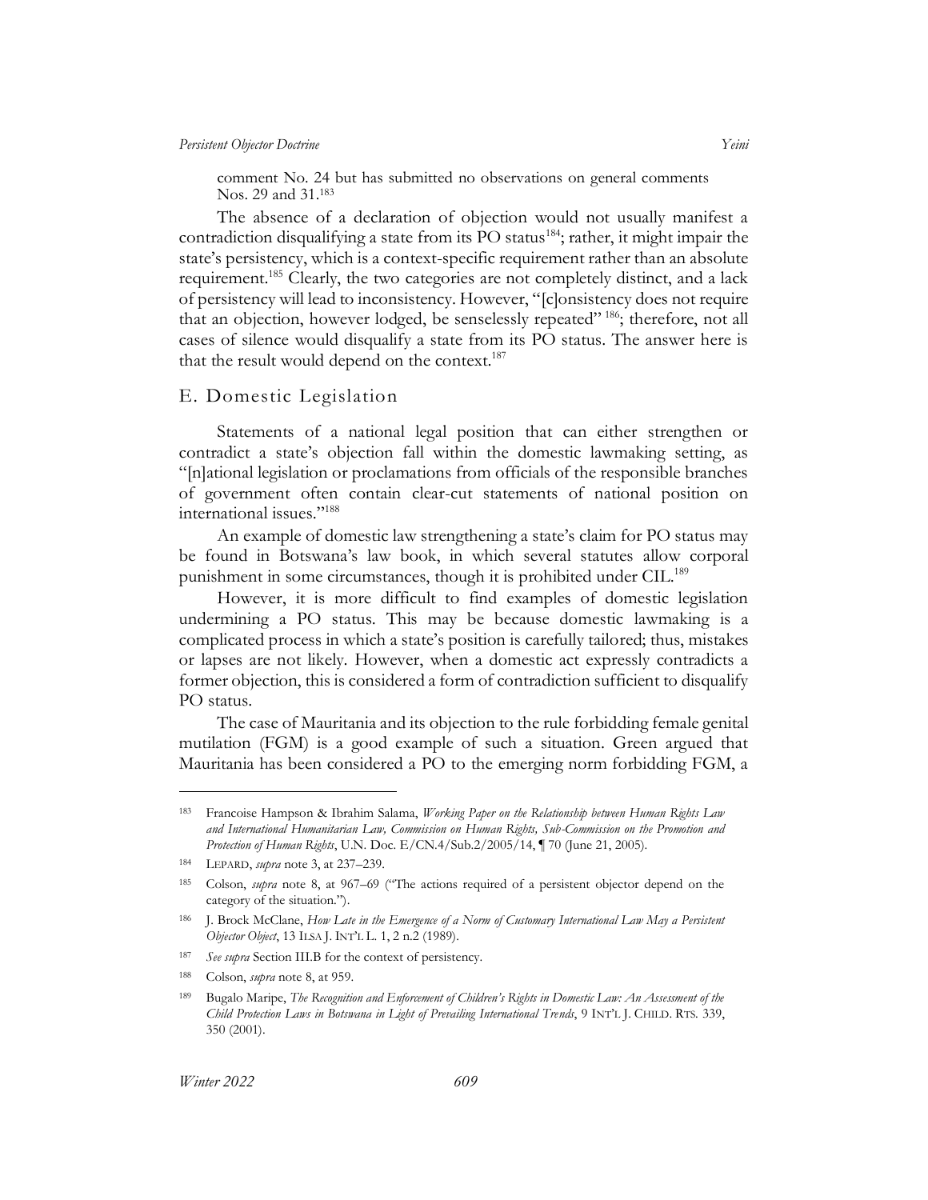comment No. 24 but has submitted no observations on general comments Nos. 29 and 31.[183]

The absence of a declaration of objection would not usually manifest a contradiction disqualifying a state from its PO status[184]; rather, it might impair the state's persistency, which is a context-specific requirement rather than an absolute requirement.[185] Clearly, the two categories are not completely distinct, and a lack of persistency will lead to inconsistency. However, "[c]onsistency does not require that an objection, however lodged, be senselessly repeated" [186]; therefore, not all cases of silence would disqualify a state from its PO status. The answer here is that the result would depend on the context.[187]

## E. Domestic Legislation

Statements of a national legal position that can either strengthen or contradict a state's objection fall within the domestic lawmaking setting, as "[n]ational legislation or proclamations from officials of the responsible branches of government often contain clear-cut statements of national position on international issues."[188]

An example of domestic law strengthening a state's claim for PO status may be found in Botswana's law book, in which several statutes allow corporal punishment in some circumstances, though it is prohibited under CIL.[189]

However, it is more difficult to find examples of domestic legislation undermining a PO status. This may be because domestic lawmaking is a complicated process in which a state's position is carefully tailored; thus, mistakes or lapses are not likely. However, when a domestic act expressly contradicts a former objection, this is considered a form of contradiction sufficient to disqualify PO status.

The case of Mauritania and its objection to the rule forbidding female genital mutilation (FGM) is a good example of such a situation. Green argued that Mauritania has been considered a PO to the emerging norm forbidding FGM, a

---

[183] Francoise Hampson & Ibrahim Salama, *Working Paper on the Relationship between Human Rights Law and International Humanitarian Law, Commission on Human Rights, Sub-Commission on the Promotion and Protection of Human Rights*, U.N. Doc. E/CN.4/Sub.2/2005/14, ¶ 70 (June 21, 2005).

[184] LEPARD, *supra* note 3, at 237–239.

[185] Colson, *supra* note 8, at 967–69 ("The actions required of a persistent objector depend on the category of the situation.").

[186] J. Brock McClane, *How Late in the Emergence of a Norm of Customary International Law May a Persistent Objector Object*, 13 ILSA J. INT'L L. 1, 2 n.2 (1989).

[187] *See supra* Section III.B for the context of persistency.

[188] Colson, *supra* note 8, at 959.

[189] Bugalo Maripe, *The Recognition and Enforcement of Children's Rights in Domestic Law: An Assessment of the Child Protection Laws in Botswana in Light of Prevailing International Trends*, 9 INT'L J. CHILD. RTS. 339, 350 (2001).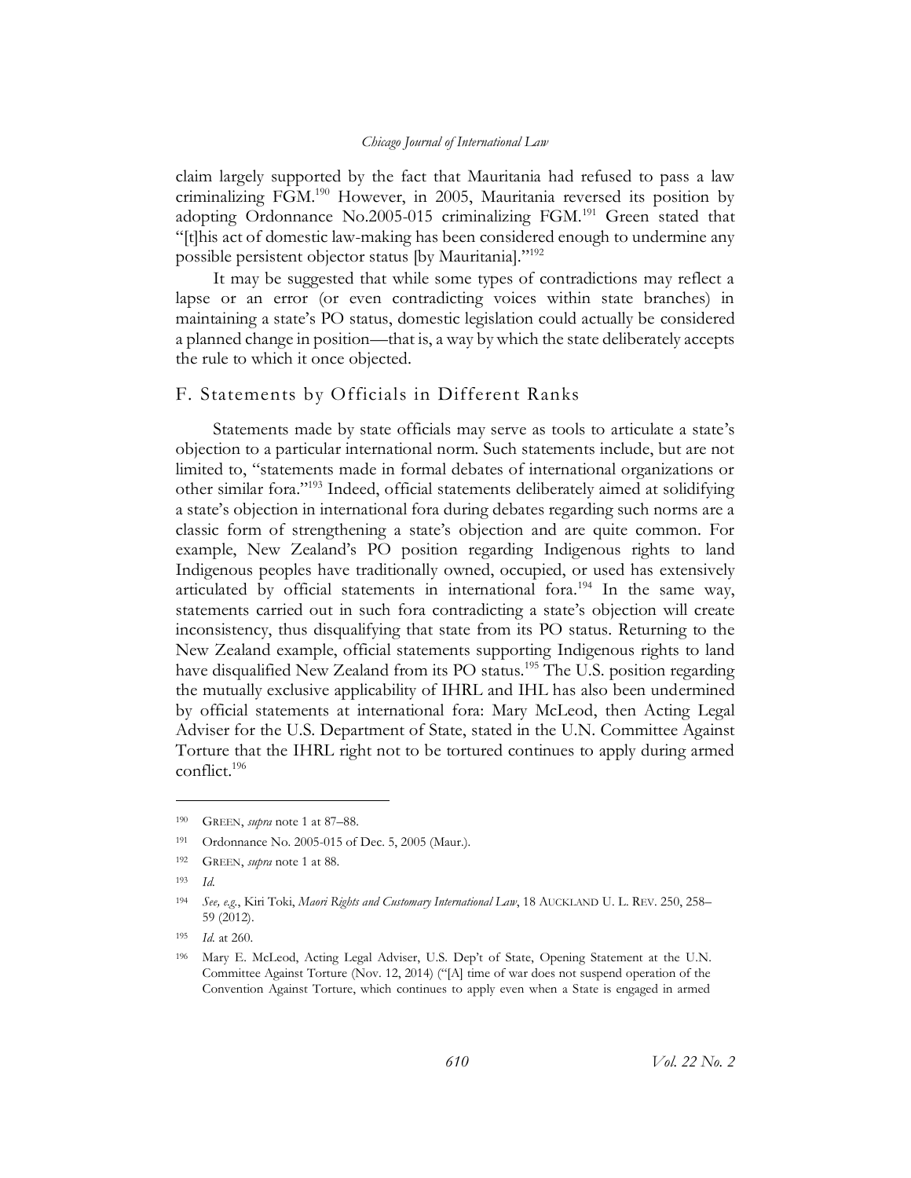claim largely supported by the fact that Mauritania had refused to pass a law criminalizing FGM.[190] However, in 2005, Mauritania reversed its position by adopting Ordonnance No.2005-015 criminalizing FGM.[191] Green stated that "[t]his act of domestic law-making has been considered enough to undermine any possible persistent objector status [by Mauritania]."[192]

It may be suggested that while some types of contradictions may reflect a lapse or an error (or even contradicting voices within state branches) in maintaining a state's PO status, domestic legislation could actually be considered a planned change in position—that is, a way by which the state deliberately accepts the rule to which it once objected.

## F. Statements by Officials in Different Ranks

Statements made by state officials may serve as tools to articulate a state's objection to a particular international norm. Such statements include, but are not limited to, "statements made in formal debates of international organizations or other similar fora."[193] Indeed, official statements deliberately aimed at solidifying a state's objection in international fora during debates regarding such norms are a classic form of strengthening a state's objection and are quite common. For example, New Zealand's PO position regarding Indigenous rights to land Indigenous peoples have traditionally owned, occupied, or used has extensively articulated by official statements in international fora.[194] In the same way, statements carried out in such fora contradicting a state's objection will create inconsistency, thus disqualifying that state from its PO status. Returning to the New Zealand example, official statements supporting Indigenous rights to land have disqualified New Zealand from its PO status.[195] The U.S. position regarding the mutually exclusive applicability of IHRL and IHL has also been undermined by official statements at international fora: Mary McLeod, then Acting Legal Adviser for the U.S. Department of State, stated in the U.N. Committee Against Torture that the IHRL right not to be tortured continues to apply during armed conflict.[196]

---

[190] GREEN, *supra* note 1 at 87–88.

[191] Ordonnance No. 2005-015 of Dec. 5, 2005 (Maur.).

[192] GREEN, *supra* note 1 at 88.

[193] *Id.*

[194] *See, e.g.*, Kiri Toki, *Maori Rights and Customary International Law*, 18 AUCKLAND U. L. REV. 250, 258–59 (2012).

[195] *Id.* at 260.

[196] Mary E. McLeod, Acting Legal Adviser, U.S. Dep't of State, Opening Statement at the U.N. Committee Against Torture (Nov. 12, 2014) ("[A] time of war does not suspend operation of the Convention Against Torture, which continues to apply even when a State is engaged in armed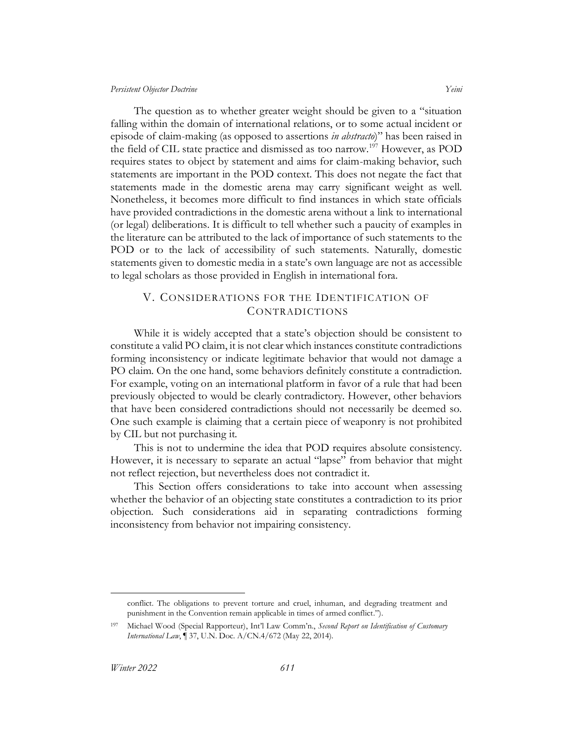The question as to whether greater weight should be given to a "situation falling within the domain of international relations, or to some actual incident or episode of claim-making (as opposed to assertions *in abstracto*)" has been raised in the field of CIL state practice and dismissed as too narrow.[197] However, as POD requires states to object by statement and aims for claim-making behavior, such statements are important in the POD context. This does not negate the fact that statements made in the domestic arena may carry significant weight as well. Nonetheless, it becomes more difficult to find instances in which state officials have provided contradictions in the domestic arena without a link to international (or legal) deliberations. It is difficult to tell whether such a paucity of examples in the literature can be attributed to the lack of importance of such statements to the POD or to the lack of accessibility of such statements. Naturally, domestic statements given to domestic media in a state's own language are not as accessible to legal scholars as those provided in English in international fora.

## V. Considerations for the Identification of Contradictions

While it is widely accepted that a state's objection should be consistent to constitute a valid PO claim, it is not clear which instances constitute contradictions forming inconsistency or indicate legitimate behavior that would not damage a PO claim. On the one hand, some behaviors definitely constitute a contradiction. For example, voting on an international platform in favor of a rule that had been previously objected to would be clearly contradictory. However, other behaviors that have been considered contradictions should not necessarily be deemed so. One such example is claiming that a certain piece of weaponry is not prohibited by CIL but not purchasing it.

This is not to undermine the idea that POD requires absolute consistency. However, it is necessary to separate an actual "lapse" from behavior that might not reflect rejection, but nevertheless does not contradict it.

This Section offers considerations to take into account when assessing whether the behavior of an objecting state constitutes a contradiction to its prior objection. Such considerations aid in separating contradictions forming inconsistency from behavior not impairing consistency.

---

conflict. The obligations to prevent torture and cruel, inhuman, and degrading treatment and punishment in the Convention remain applicable in times of armed conflict.").

[197] Michael Wood (Special Rapporteur), Int'l Law Comm'n., *Second Report on Identification of Customary International Law*, ¶ 37, U.N. Doc. A/CN.4/672 (May 22, 2014).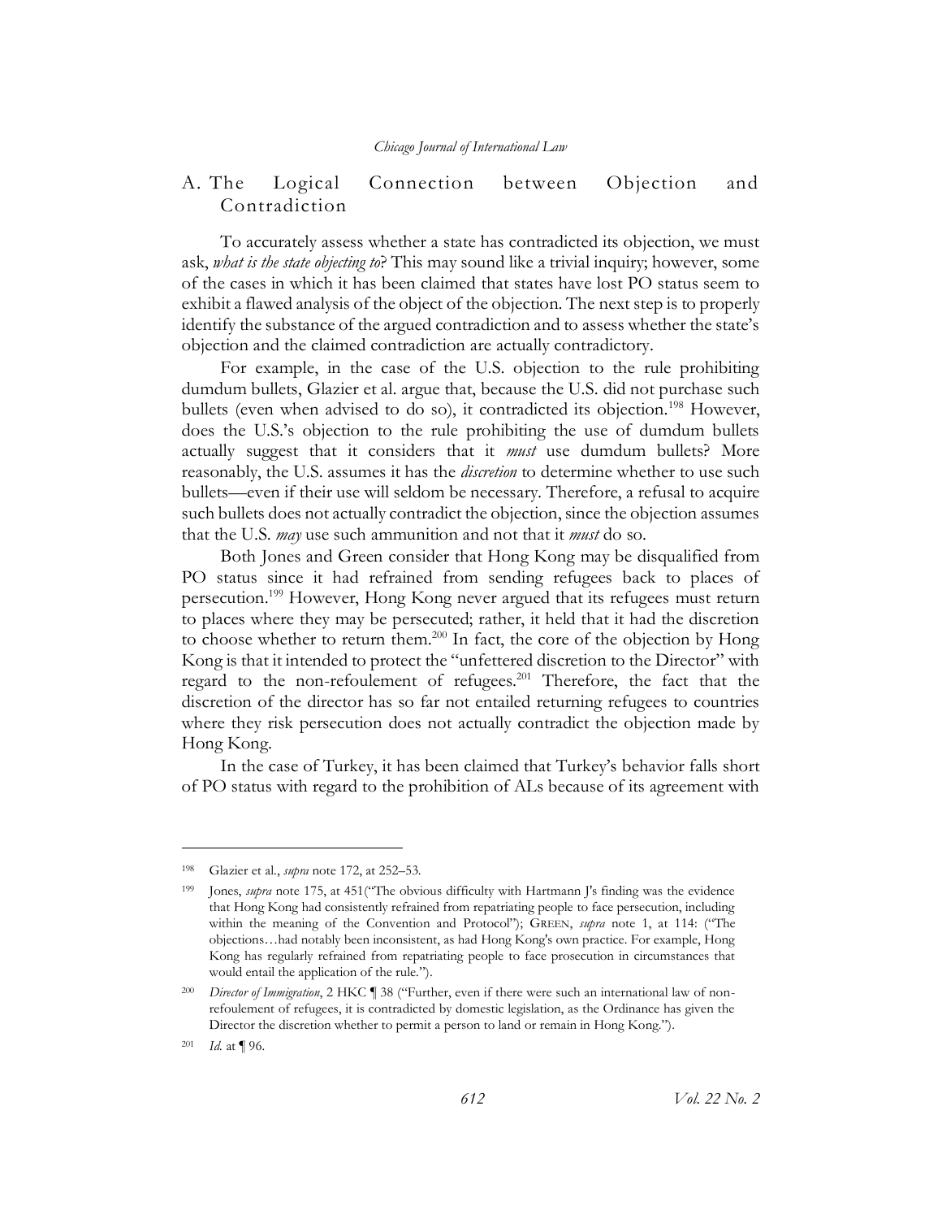## A. The Logical Connection between Objection and Contradiction

To accurately assess whether a state has contradicted its objection, we must ask, *what is the state objecting to*? This may sound like a trivial inquiry; however, some of the cases in which it has been claimed that states have lost PO status seem to exhibit a flawed analysis of the object of the objection. The next step is to properly identify the substance of the argued contradiction and to assess whether the state's objection and the claimed contradiction are actually contradictory.

For example, in the case of the U.S. objection to the rule prohibiting dumdum bullets, Glazier et al. argue that, because the U.S. did not purchase such bullets (even when advised to do so), it contradicted its objection.[198] However, does the U.S.'s objection to the rule prohibiting the use of dumdum bullets actually suggest that it considers that it *must* use dumdum bullets? More reasonably, the U.S. assumes it has the *discretion* to determine whether to use such bullets—even if their use will seldom be necessary. Therefore, a refusal to acquire such bullets does not actually contradict the objection, since the objection assumes that the U.S. *may* use such ammunition and not that it *must* do so.

Both Jones and Green consider that Hong Kong may be disqualified from PO status since it had refrained from sending refugees back to places of persecution.[199] However, Hong Kong never argued that its refugees must return to places where they may be persecuted; rather, it held that it had the discretion to choose whether to return them.[200] In fact, the core of the objection by Hong Kong is that it intended to protect the "unfettered discretion to the Director" with regard to the non-refoulement of refugees.[201] Therefore, the fact that the discretion of the director has so far not entailed returning refugees to countries where they risk persecution does not actually contradict the objection made by Hong Kong.

In the case of Turkey, it has been claimed that Turkey's behavior falls short of PO status with regard to the prohibition of ALs because of its agreement with

---

198 Glazier et al., *supra* note 172, at 252–53.

199 Jones, *supra* note 175, at 451("The obvious difficulty with Hartmann J's finding was the evidence that Hong Kong had consistently refrained from repatriating people to face persecution, including within the meaning of the Convention and Protocol"); GREEN, *supra* note 1, at 114: ("The objections…had notably been inconsistent, as had Hong Kong's own practice. For example, Hong Kong has regularly refrained from repatriating people to face prosecution in circumstances that would entail the application of the rule.").

200 *Director of Immigration*, 2 HKC ¶ 38 ("Further, even if there were such an international law of non-refoulement of refugees, it is contradicted by domestic legislation, as the Ordinance has given the Director the discretion whether to permit a person to land or remain in Hong Kong.").

201 *Id.* at ¶ 96.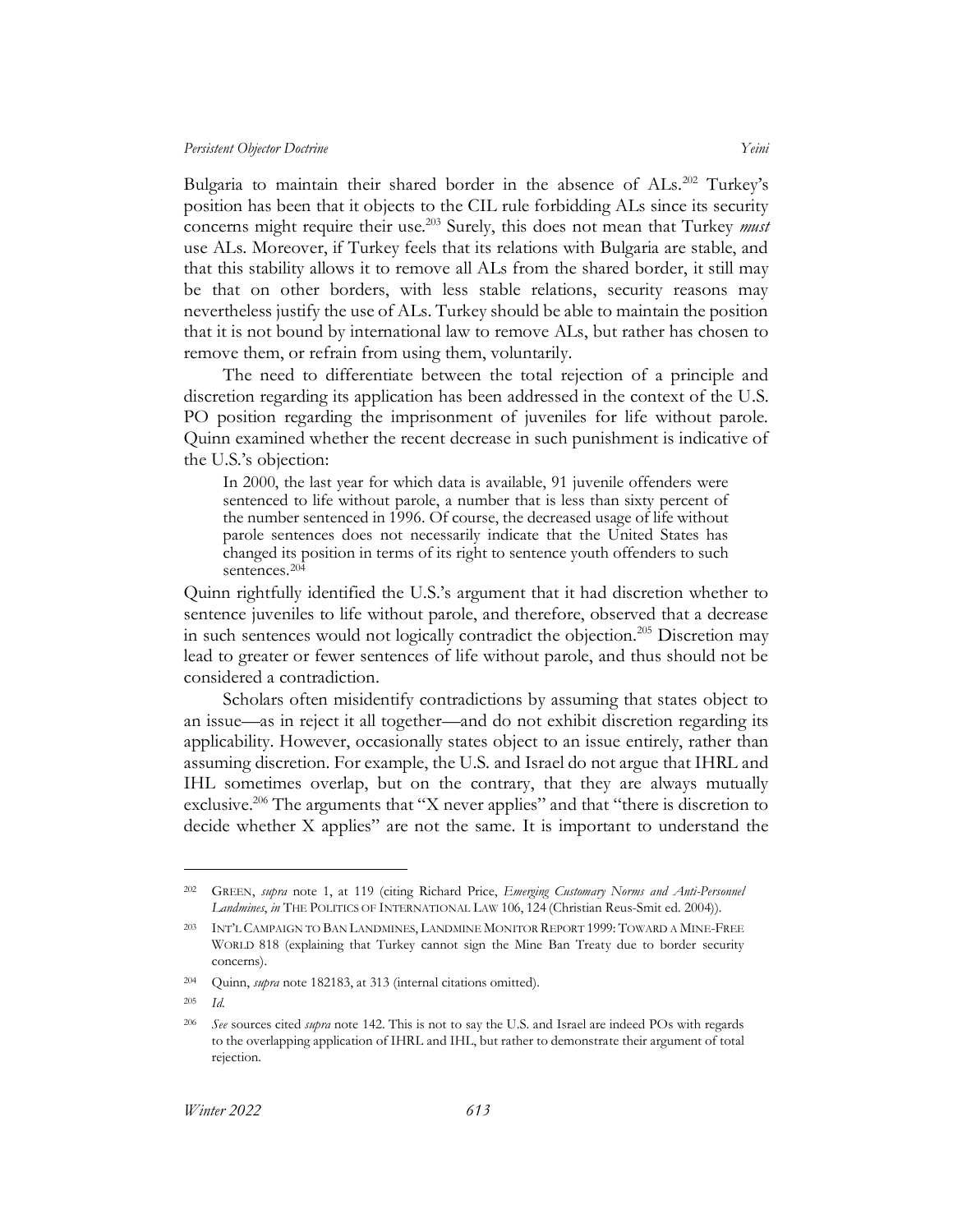Bulgaria to maintain their shared border in the absence of ALs.[202] Turkey's position has been that it objects to the CIL rule forbidding ALs since its security concerns might require their use.[203] Surely, this does not mean that Turkey *must* use ALs. Moreover, if Turkey feels that its relations with Bulgaria are stable, and that this stability allows it to remove all ALs from the shared border, it still may be that on other borders, with less stable relations, security reasons may nevertheless justify the use of ALs. Turkey should be able to maintain the position that it is not bound by international law to remove ALs, but rather has chosen to remove them, or refrain from using them, voluntarily.

The need to differentiate between the total rejection of a principle and discretion regarding its application has been addressed in the context of the U.S. PO position regarding the imprisonment of juveniles for life without parole. Quinn examined whether the recent decrease in such punishment is indicative of the U.S.'s objection:

> In 2000, the last year for which data is available, 91 juvenile offenders were sentenced to life without parole, a number that is less than sixty percent of the number sentenced in 1996. Of course, the decreased usage of life without parole sentences does not necessarily indicate that the United States has changed its position in terms of its right to sentence youth offenders to such sentences.[204]

Quinn rightfully identified the U.S.'s argument that it had discretion whether to sentence juveniles to life without parole, and therefore, observed that a decrease in such sentences would not logically contradict the objection.[205] Discretion may lead to greater or fewer sentences of life without parole, and thus should not be considered a contradiction.

Scholars often misidentify contradictions by assuming that states object to an issue—as in reject it all together—and do not exhibit discretion regarding its applicability. However, occasionally states object to an issue entirely, rather than assuming discretion. For example, the U.S. and Israel do not argue that IHRL and IHL sometimes overlap, but on the contrary, that they are always mutually exclusive.[206] The arguments that "X never applies" and that "there is discretion to decide whether X applies" are not the same. It is important to understand the

---

[202] GREEN, *supra* note 1, at 119 (citing Richard Price, *Emerging Customary Norms and Anti-Personnel Landmines*, *in* THE POLITICS OF INTERNATIONAL LAW 106, 124 (Christian Reus-Smit ed. 2004)).

[203] INT'L CAMPAIGN TO BAN LANDMINES, LANDMINE MONITOR REPORT 1999: TOWARD A MINE-FREE WORLD 818 (explaining that Turkey cannot sign the Mine Ban Treaty due to border security concerns).

[204] Quinn, *supra* note 182183, at 313 (internal citations omitted).

[205] *Id.*

[206] *See* sources cited *supra* note 142. This is not to say the U.S. and Israel are indeed POs with regards to the overlapping application of IHRL and IHL, but rather to demonstrate their argument of total rejection.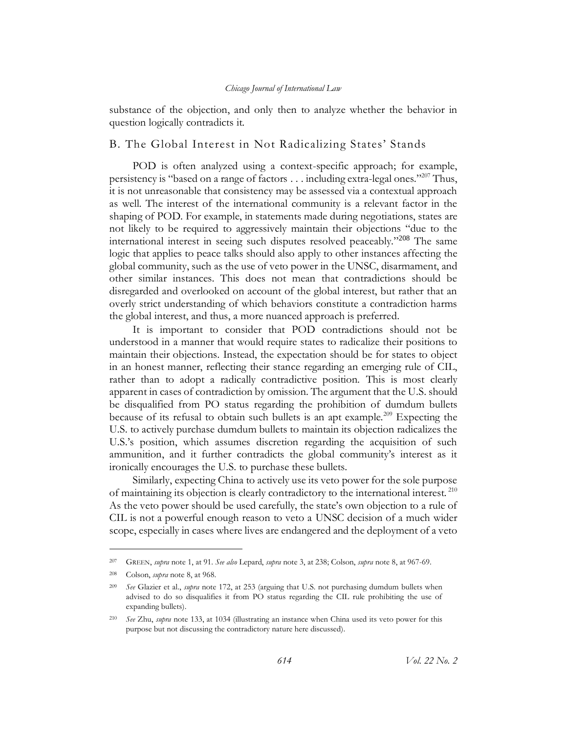substance of the objection, and only then to analyze whether the behavior in question logically contradicts it.

## B. The Global Interest in Not Radicalizing States' Stands

POD is often analyzed using a context-specific approach; for example, persistency is "based on a range of factors . . . including extra-legal ones."[207] Thus, it is not unreasonable that consistency may be assessed via a contextual approach as well. The interest of the international community is a relevant factor in the shaping of POD. For example, in statements made during negotiations, states are not likely to be required to aggressively maintain their objections "due to the international interest in seeing such disputes resolved peaceably."[208] The same logic that applies to peace talks should also apply to other instances affecting the global community, such as the use of veto power in the UNSC, disarmament, and other similar instances. This does not mean that contradictions should be disregarded and overlooked on account of the global interest, but rather that an overly strict understanding of which behaviors constitute a contradiction harms the global interest, and thus, a more nuanced approach is preferred.

It is important to consider that POD contradictions should not be understood in a manner that would require states to radicalize their positions to maintain their objections. Instead, the expectation should be for states to object in an honest manner, reflecting their stance regarding an emerging rule of CIL, rather than to adopt a radically contradictive position. This is most clearly apparent in cases of contradiction by omission. The argument that the U.S. should be disqualified from PO status regarding the prohibition of dumdum bullets because of its refusal to obtain such bullets is an apt example.[209] Expecting the U.S. to actively purchase dumdum bullets to maintain its objection radicalizes the U.S.'s position, which assumes discretion regarding the acquisition of such ammunition, and it further contradicts the global community's interest as it ironically encourages the U.S. to purchase these bullets.

Similarly, expecting China to actively use its veto power for the sole purpose of maintaining its objection is clearly contradictory to the international interest.[210] As the veto power should be used carefully, the state's own objection to a rule of CIL is not a powerful enough reason to veto a UNSC decision of a much wider scope, especially in cases where lives are endangered and the deployment of a veto

---

[207] GREEN, *supra* note 1, at 91. *See also* Lepard, *supra* note 3, at 238; Colson, *supra* note 8, at 967-69.

[208] Colson, *supra* note 8, at 968.

[209] *See* Glazier et al., *supra* note 172, at 253 (arguing that U.S. not purchasing dumdum bullets when advised to do so disqualifies it from PO status regarding the CIL rule prohibiting the use of expanding bullets).

[210] *See* Zhu, *supra* note 133, at 1034 (illustrating an instance when China used its veto power for this purpose but not discussing the contradictory nature here discussed).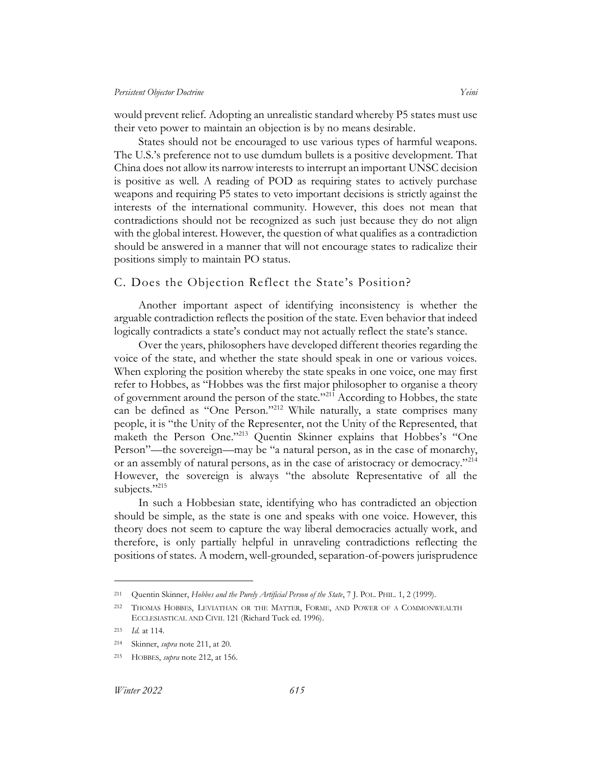would prevent relief. Adopting an unrealistic standard whereby P5 states must use their veto power to maintain an objection is by no means desirable.

States should not be encouraged to use various types of harmful weapons. The U.S.'s preference not to use dumdum bullets is a positive development. That China does not allow its narrow interests to interrupt an important UNSC decision is positive as well. A reading of POD as requiring states to actively purchase weapons and requiring P5 states to veto important decisions is strictly against the interests of the international community. However, this does not mean that contradictions should not be recognized as such just because they do not align with the global interest. However, the question of what qualifies as a contradiction should be answered in a manner that will not encourage states to radicalize their positions simply to maintain PO status.

## C. Does the Objection Reflect the State's Position?

Another important aspect of identifying inconsistency is whether the arguable contradiction reflects the position of the state. Even behavior that indeed logically contradicts a state's conduct may not actually reflect the state's stance.

Over the years, philosophers have developed different theories regarding the voice of the state, and whether the state should speak in one or various voices. When exploring the position whereby the state speaks in one voice, one may first refer to Hobbes, as "Hobbes was the first major philosopher to organise a theory of government around the person of the state."[211] According to Hobbes, the state can be defined as "One Person."[212] While naturally, a state comprises many people, it is "the Unity of the Representer, not the Unity of the Represented, that maketh the Person One."[213] Quentin Skinner explains that Hobbes's "One Person"—the sovereign—may be "a natural person, as in the case of monarchy, or an assembly of natural persons, as in the case of aristocracy or democracy."[214] However, the sovereign is always "the absolute Representative of all the subjects."[215]

In such a Hobbesian state, identifying who has contradicted an objection should be simple, as the state is one and speaks with one voice. However, this theory does not seem to capture the way liberal democracies actually work, and therefore, is only partially helpful in unraveling contradictions reflecting the positions of states. A modern, well-grounded, separation-of-powers jurisprudence

---

[211] Quentin Skinner, *Hobbes and the Purely Artificial Person of the State*, 7 J. POL. PHIL. 1, 2 (1999).

[212] THOMAS HOBBES, LEVIATHAN OR THE MATTER, FORME, AND POWER OF A COMMONWEALTH ECCLESIASTICAL AND CIVIL 121 (Richard Tuck ed. 1996).

[213] *Id.* at 114.

[214] Skinner, *supra* note 211, at 20.

[215] HOBBES, *supra* note 212, at 156.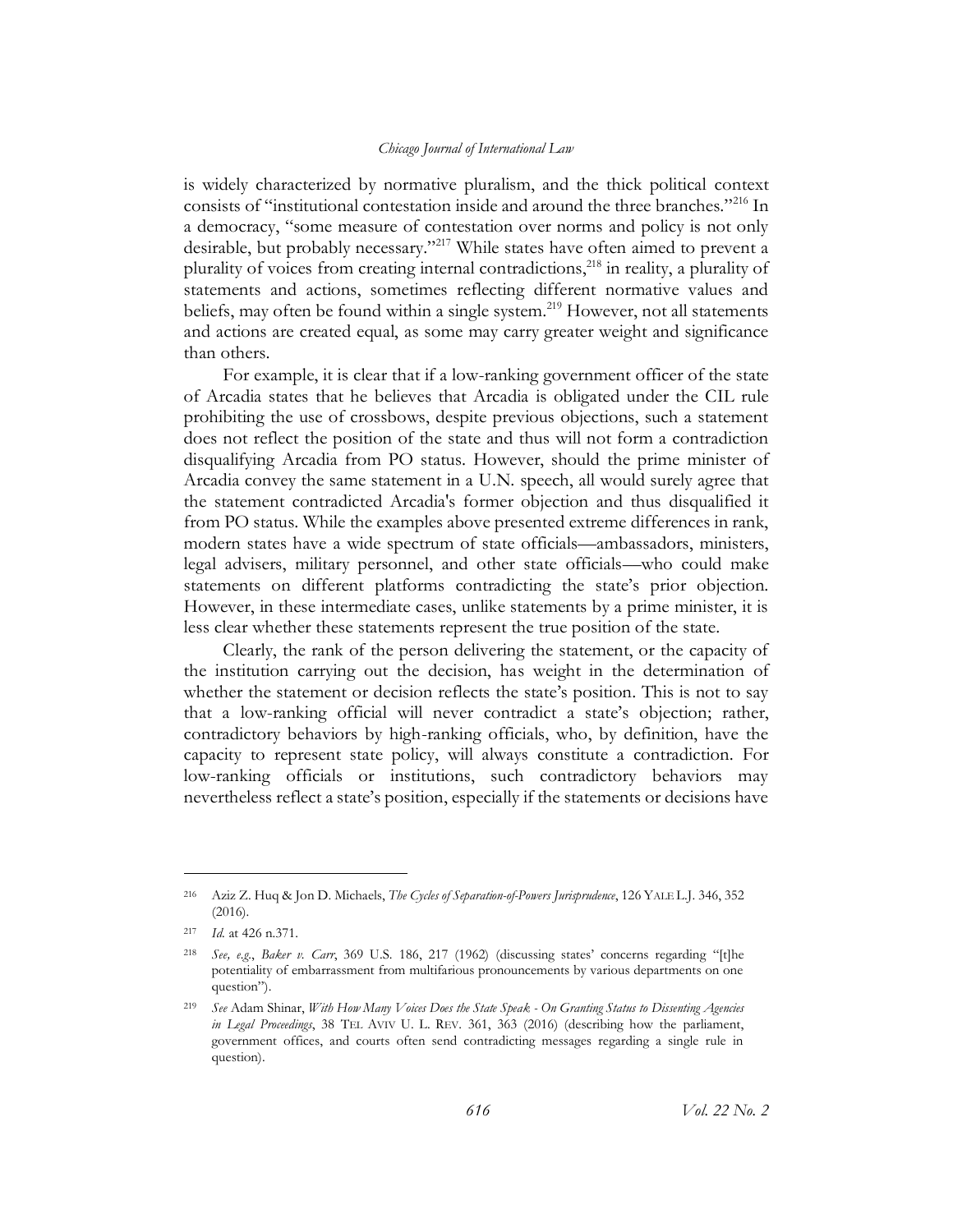is widely characterized by normative pluralism, and the thick political context consists of "institutional contestation inside and around the three branches."[216] In a democracy, "some measure of contestation over norms and policy is not only desirable, but probably necessary."[217] While states have often aimed to prevent a plurality of voices from creating internal contradictions,[218] in reality, a plurality of statements and actions, sometimes reflecting different normative values and beliefs, may often be found within a single system.[219] However, not all statements and actions are created equal, as some may carry greater weight and significance than others.

For example, it is clear that if a low-ranking government officer of the state of Arcadia states that he believes that Arcadia is obligated under the CIL rule prohibiting the use of crossbows, despite previous objections, such a statement does not reflect the position of the state and thus will not form a contradiction disqualifying Arcadia from PO status. However, should the prime minister of Arcadia convey the same statement in a U.N. speech, all would surely agree that the statement contradicted Arcadia's former objection and thus disqualified it from PO status. While the examples above presented extreme differences in rank, modern states have a wide spectrum of state officials—ambassadors, ministers, legal advisers, military personnel, and other state officials—who could make statements on different platforms contradicting the state's prior objection. However, in these intermediate cases, unlike statements by a prime minister, it is less clear whether these statements represent the true position of the state.

Clearly, the rank of the person delivering the statement, or the capacity of the institution carrying out the decision, has weight in the determination of whether the statement or decision reflects the state's position. This is not to say that a low-ranking official will never contradict a state's objection; rather, contradictory behaviors by high-ranking officials, who, by definition, have the capacity to represent state policy, will always constitute a contradiction. For low-ranking officials or institutions, such contradictory behaviors may nevertheless reflect a state's position, especially if the statements or decisions have

---

[216] Aziz Z. Huq & Jon D. Michaels, *The Cycles of Separation-of-Powers Jurisprudence*, 126 YALE L.J. 346, 352 (2016).

[217] *Id.* at 426 n.371.

[218] *See, e.g.*, *Baker v. Carr*, 369 U.S. 186, 217 (1962) (discussing states' concerns regarding "[t]he potentiality of embarrassment from multifarious pronouncements by various departments on one question").

[219] *See* Adam Shinar, *With How Many Voices Does the State Speak - On Granting Status to Dissenting Agencies in Legal Proceedings*, 38 TEL AVIV U. L. REV. 361, 363 (2016) (describing how the parliament, government offices, and courts often send contradicting messages regarding a single rule in question).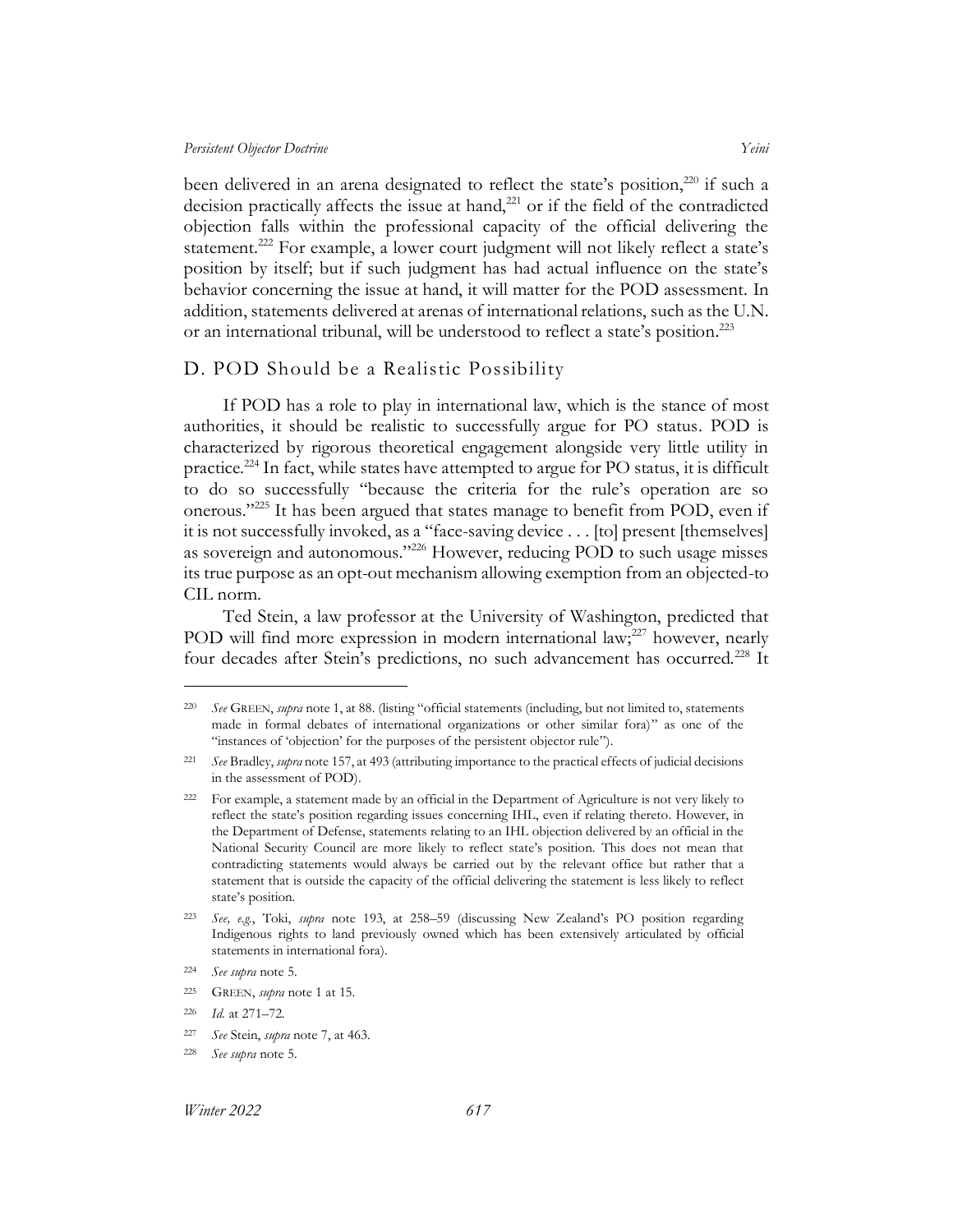been delivered in an arena designated to reflect the state's position,[220] if such a decision practically affects the issue at hand,[221] or if the field of the contradicted objection falls within the professional capacity of the official delivering the statement.[222] For example, a lower court judgment will not likely reflect a state's position by itself; but if such judgment has had actual influence on the state's behavior concerning the issue at hand, it will matter for the POD assessment. In addition, statements delivered at arenas of international relations, such as the U.N. or an international tribunal, will be understood to reflect a state's position.[223]

## D. POD Should be a Realistic Possibility

If POD has a role to play in international law, which is the stance of most authorities, it should be realistic to successfully argue for PO status. POD is characterized by rigorous theoretical engagement alongside very little utility in practice.[224] In fact, while states have attempted to argue for PO status, it is difficult to do so successfully "because the criteria for the rule's operation are so onerous."[225] It has been argued that states manage to benefit from POD, even if it is not successfully invoked, as a "face-saving device . . . [to] present [themselves] as sovereign and autonomous."[226] However, reducing POD to such usage misses its true purpose as an opt-out mechanism allowing exemption from an objected-to CIL norm.

Ted Stein, a law professor at the University of Washington, predicted that POD will find more expression in modern international law;[227] however, nearly four decades after Stein's predictions, no such advancement has occurred.[228] It

---

[220] *See* GREEN, *supra* note 1, at 88. (listing "official statements (including, but not limited to, statements made in formal debates of international organizations or other similar fora)" as one of the "instances of 'objection' for the purposes of the persistent objector rule").

[221] *See* Bradley, *supra* note 157, at 493 (attributing importance to the practical effects of judicial decisions in the assessment of POD).

[222] For example, a statement made by an official in the Department of Agriculture is not very likely to reflect the state's position regarding issues concerning IHL, even if relating thereto. However, in the Department of Defense, statements relating to an IHL objection delivered by an official in the National Security Council are more likely to reflect state's position. This does not mean that contradicting statements would always be carried out by the relevant office but rather that a statement that is outside the capacity of the official delivering the statement is less likely to reflect state's position.

[223] *See, e.g.*, Toki, *supra* note 193, at 258–59 (discussing New Zealand's PO position regarding Indigenous rights to land previously owned which has been extensively articulated by official statements in international fora).

[224] *See supra* note 5.

[225] GREEN, *supra* note 1 at 15.

[226] *Id.* at 271–72.

[227] *See* Stein, *supra* note 7, at 463.

[228] *See supra* note 5.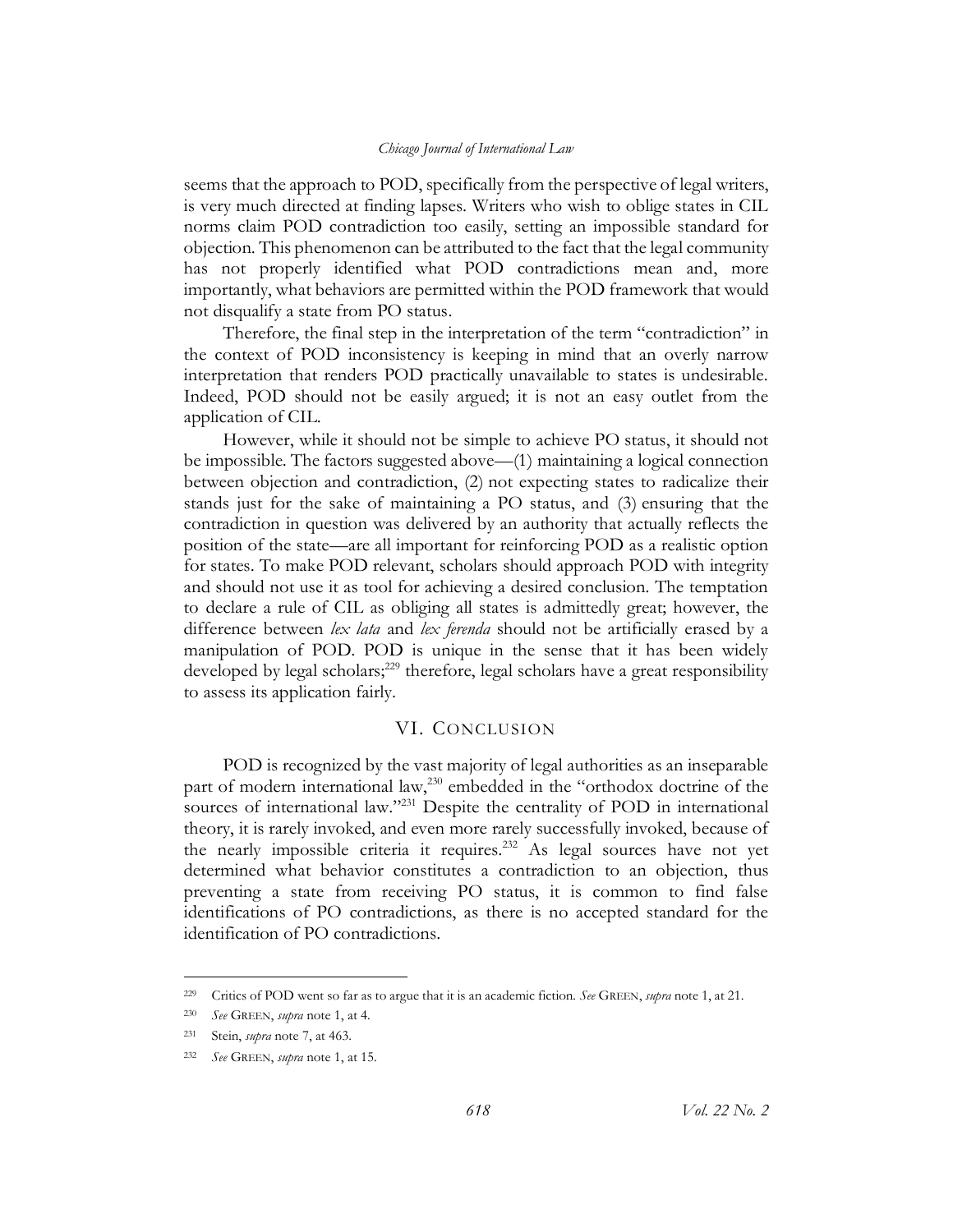seems that the approach to POD, specifically from the perspective of legal writers, is very much directed at finding lapses. Writers who wish to oblige states in CIL norms claim POD contradiction too easily, setting an impossible standard for objection. This phenomenon can be attributed to the fact that the legal community has not properly identified what POD contradictions mean and, more importantly, what behaviors are permitted within the POD framework that would not disqualify a state from PO status.

Therefore, the final step in the interpretation of the term "contradiction" in the context of POD inconsistency is keeping in mind that an overly narrow interpretation that renders POD practically unavailable to states is undesirable. Indeed, POD should not be easily argued; it is not an easy outlet from the application of CIL.

However, while it should not be simple to achieve PO status, it should not be impossible. The factors suggested above—(1) maintaining a logical connection between objection and contradiction, (2) not expecting states to radicalize their stands just for the sake of maintaining a PO status, and (3) ensuring that the contradiction in question was delivered by an authority that actually reflects the position of the state—are all important for reinforcing POD as a realistic option for states. To make POD relevant, scholars should approach POD with integrity and should not use it as tool for achieving a desired conclusion. The temptation to declare a rule of CIL as obliging all states is admittedly great; however, the difference between *lex lata* and *lex ferenda* should not be artificially erased by a manipulation of POD. POD is unique in the sense that it has been widely developed by legal scholars;[229] therefore, legal scholars have a great responsibility to assess its application fairly.

## VI. CONCLUSION

POD is recognized by the vast majority of legal authorities as an inseparable part of modern international law,[230] embedded in the "orthodox doctrine of the sources of international law."[231] Despite the centrality of POD in international theory, it is rarely invoked, and even more rarely successfully invoked, because of the nearly impossible criteria it requires.[232] As legal sources have not yet determined what behavior constitutes a contradiction to an objection, thus preventing a state from receiving PO status, it is common to find false identifications of PO contradictions, as there is no accepted standard for the identification of PO contradictions.

---

[229] Critics of POD went so far as to argue that it is an academic fiction. *See* GREEN, *supra* note 1, at 21.

[230] *See* GREEN, *supra* note 1, at 4.

[231] Stein, *supra* note 7, at 463.

[232] *See* GREEN, *supra* note 1, at 15.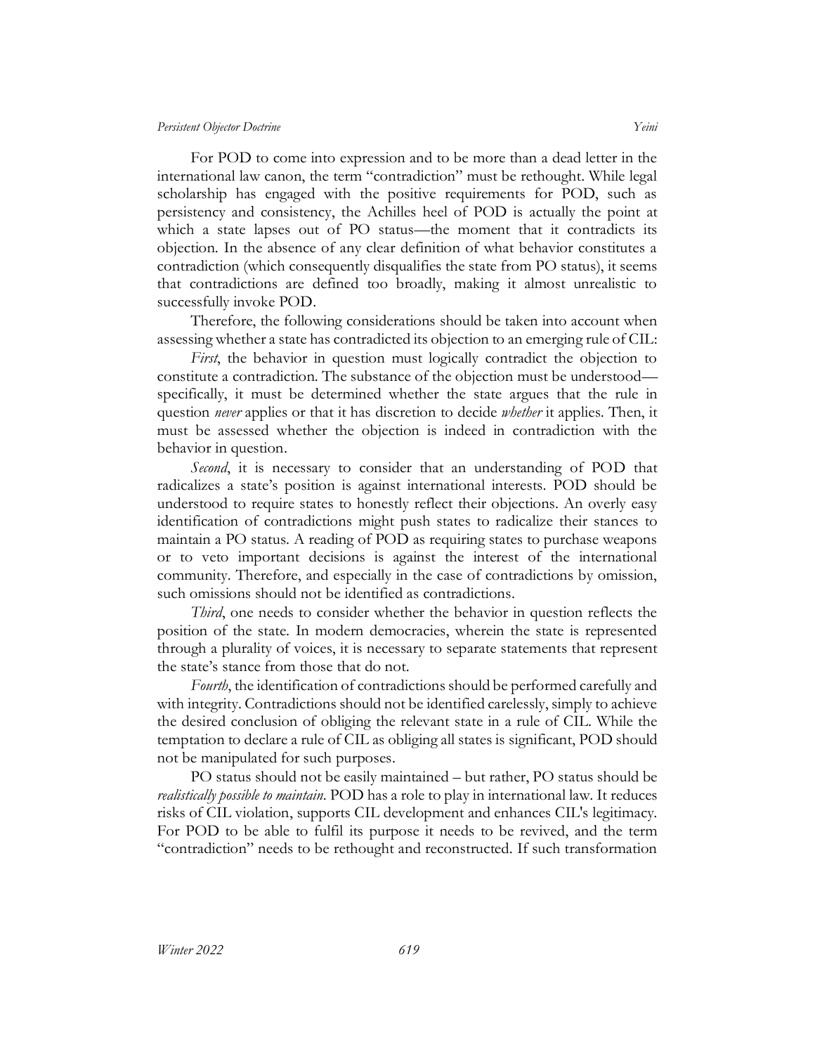For POD to come into expression and to be more than a dead letter in the international law canon, the term "contradiction" must be rethought. While legal scholarship has engaged with the positive requirements for POD, such as persistency and consistency, the Achilles heel of POD is actually the point at which a state lapses out of PO status—the moment that it contradicts its objection. In the absence of any clear definition of what behavior constitutes a contradiction (which consequently disqualifies the state from PO status), it seems that contradictions are defined too broadly, making it almost unrealistic to successfully invoke POD.

Therefore, the following considerations should be taken into account when assessing whether a state has contradicted its objection to an emerging rule of CIL:

*First*, the behavior in question must logically contradict the objection to constitute a contradiction. The substance of the objection must be understood—specifically, it must be determined whether the state argues that the rule in question *never* applies or that it has discretion to decide *whether* it applies. Then, it must be assessed whether the objection is indeed in contradiction with the behavior in question.

*Second*, it is necessary to consider that an understanding of POD that radicalizes a state's position is against international interests. POD should be understood to require states to honestly reflect their objections. An overly easy identification of contradictions might push states to radicalize their stances to maintain a PO status. A reading of POD as requiring states to purchase weapons or to veto important decisions is against the interest of the international community. Therefore, and especially in the case of contradictions by omission, such omissions should not be identified as contradictions.

*Third*, one needs to consider whether the behavior in question reflects the position of the state. In modern democracies, wherein the state is represented through a plurality of voices, it is necessary to separate statements that represent the state's stance from those that do not.

*Fourth*, the identification of contradictions should be performed carefully and with integrity. Contradictions should not be identified carelessly, simply to achieve the desired conclusion of obliging the relevant state in a rule of CIL. While the temptation to declare a rule of CIL as obliging all states is significant, POD should not be manipulated for such purposes.

PO status should not be easily maintained – but rather, PO status should be *realistically possible to maintain*. POD has a role to play in international law. It reduces risks of CIL violation, supports CIL development and enhances CIL's legitimacy. For POD to be able to fulfil its purpose it needs to be revived, and the term "contradiction" needs to be rethought and reconstructed. If such transformation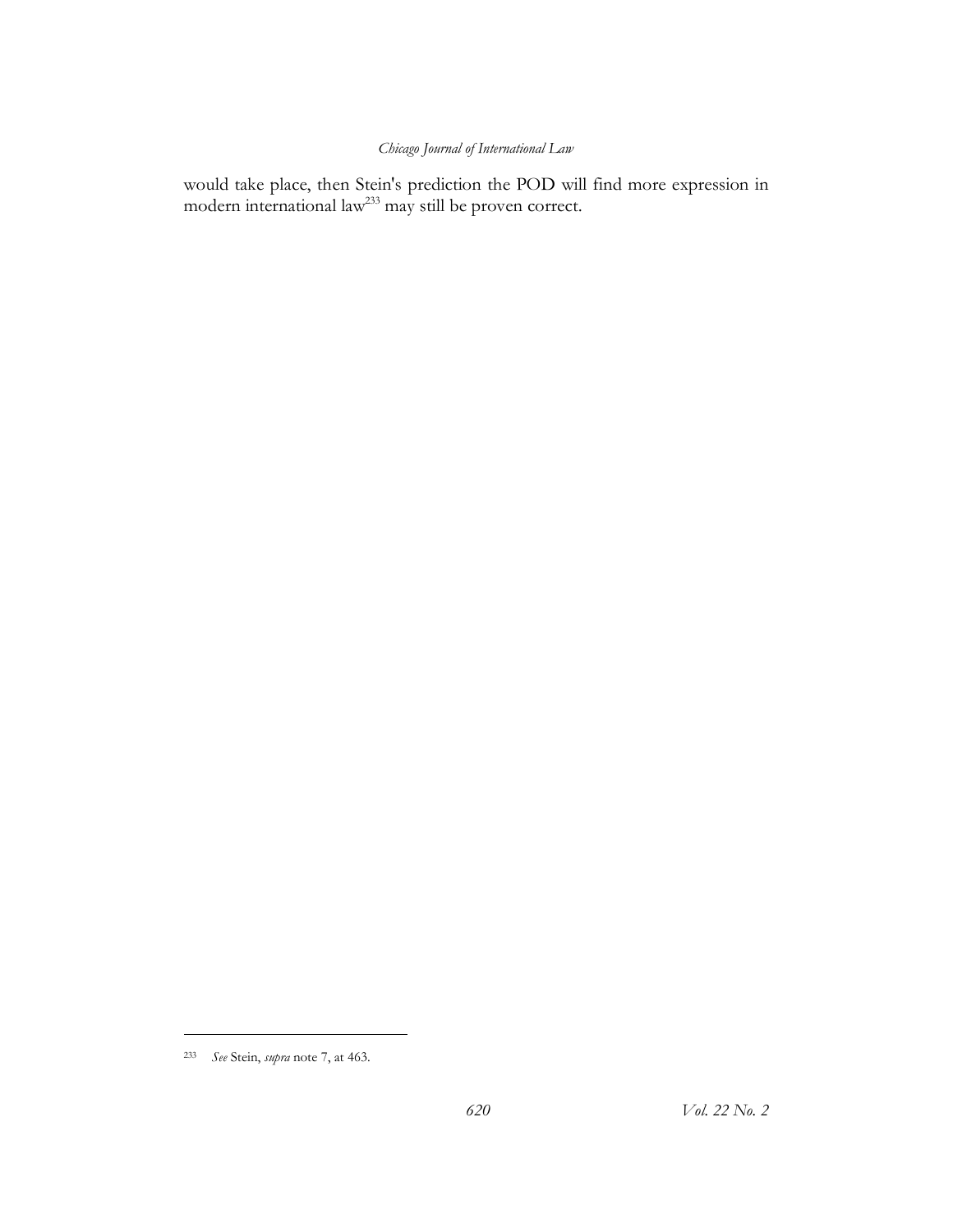would take place, then Stein's prediction the POD will find more expression in modern international law[233] may still be proven correct.

---

[233] *See* Stein, *supra* note 7, at 463.